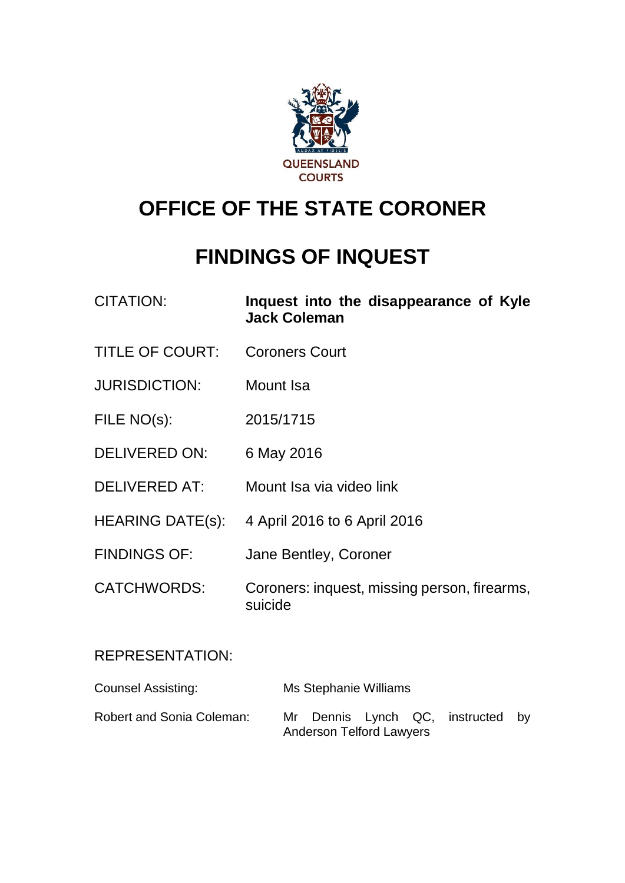QUEENSLAND COURTS

# OFFICE OF THE STATE CORONER

# FINDINGS OF INQUEST

| | |
|---|---|
| CITATION: | **Inquest into the disappearance of Kyle Jack Coleman** |
| TITLE OF COURT: | Coroners Court |
| JURISDICTION: | Mount Isa |
| FILE NO(s): | 2015/1715 |
| DELIVERED ON: | 6 May 2016 |
| DELIVERED AT: | Mount Isa via video link |
| HEARING DATE(s): | 4 April 2016 to 6 April 2016 |
| FINDINGS OF: | Jane Bentley, Coroner |
| CATCHWORDS: | Coroners: inquest, missing person, firearms, suicide |

REPRESENTATION:

| | |
|---|---|
| Counsel Assisting: | Ms Stephanie Williams |
| Robert and Sonia Coleman: | Mr Dennis Lynch QC, instructed by Anderson Telford Lawyers |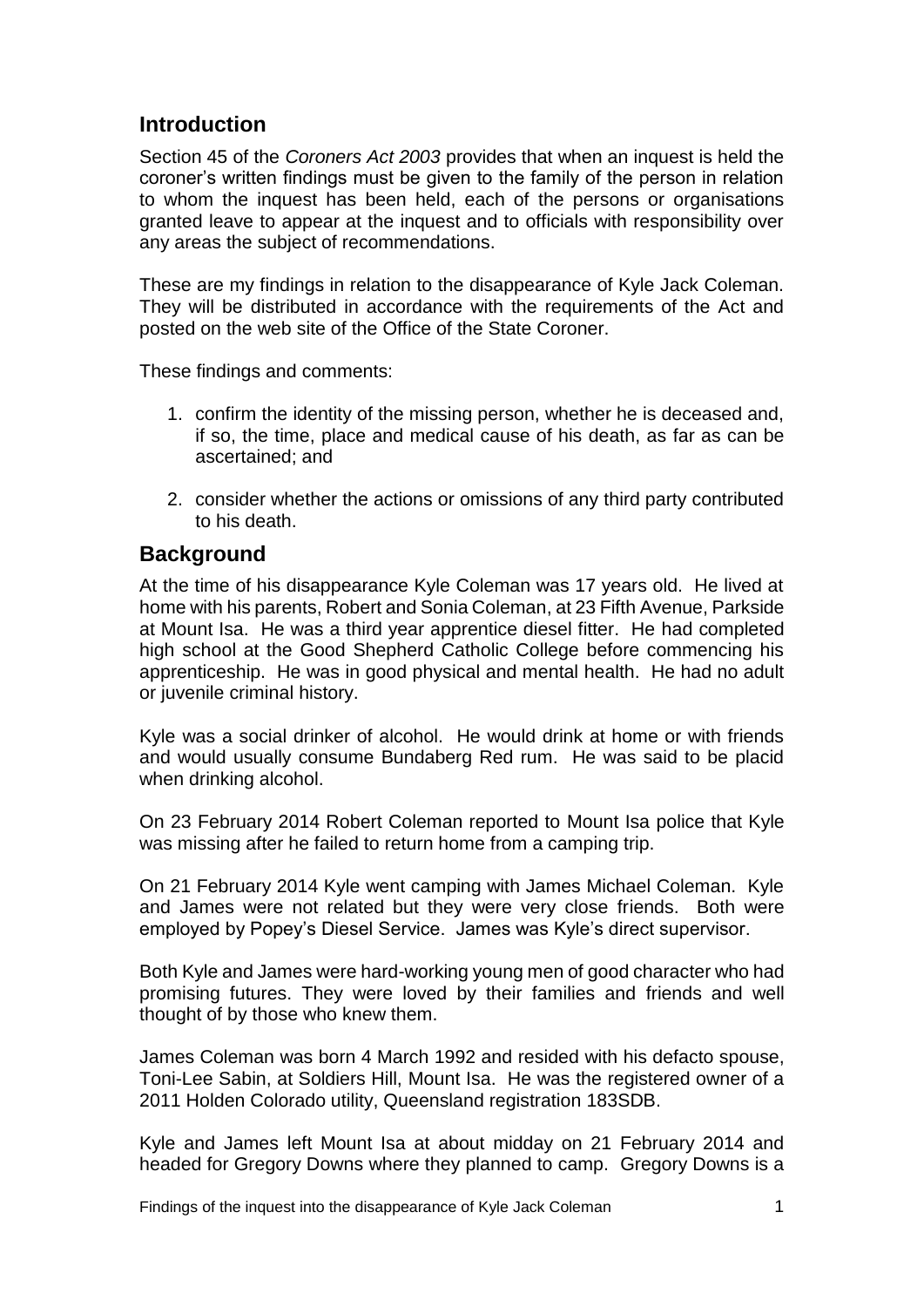## Introduction

Section 45 of the *Coroners Act 2003* provides that when an inquest is held the coroner's written findings must be given to the family of the person in relation to whom the inquest has been held, each of the persons or organisations granted leave to appear at the inquest and to officials with responsibility over any areas the subject of recommendations.

These are my findings in relation to the disappearance of Kyle Jack Coleman. They will be distributed in accordance with the requirements of the Act and posted on the web site of the Office of the State Coroner.

These findings and comments:

1. confirm the identity of the missing person, whether he is deceased and, if so, the time, place and medical cause of his death, as far as can be ascertained; and

2. consider whether the actions or omissions of any third party contributed to his death.

## Background

At the time of his disappearance Kyle Coleman was 17 years old. He lived at home with his parents, Robert and Sonia Coleman, at 23 Fifth Avenue, Parkside at Mount Isa. He was a third year apprentice diesel fitter. He had completed high school at the Good Shepherd Catholic College before commencing his apprenticeship. He was in good physical and mental health. He had no adult or juvenile criminal history.

Kyle was a social drinker of alcohol. He would drink at home or with friends and would usually consume Bundaberg Red rum. He was said to be placid when drinking alcohol.

On 23 February 2014 Robert Coleman reported to Mount Isa police that Kyle was missing after he failed to return home from a camping trip.

On 21 February 2014 Kyle went camping with James Michael Coleman. Kyle and James were not related but they were very close friends. Both were employed by Popey's Diesel Service. James was Kyle's direct supervisor.

Both Kyle and James were hard-working young men of good character who had promising futures. They were loved by their families and friends and well thought of by those who knew them.

James Coleman was born 4 March 1992 and resided with his defacto spouse, Toni-Lee Sabin, at Soldiers Hill, Mount Isa. He was the registered owner of a 2011 Holden Colorado utility, Queensland registration 183SDB.

Kyle and James left Mount Isa at about midday on 21 February 2014 and headed for Gregory Downs where they planned to camp. Gregory Downs is a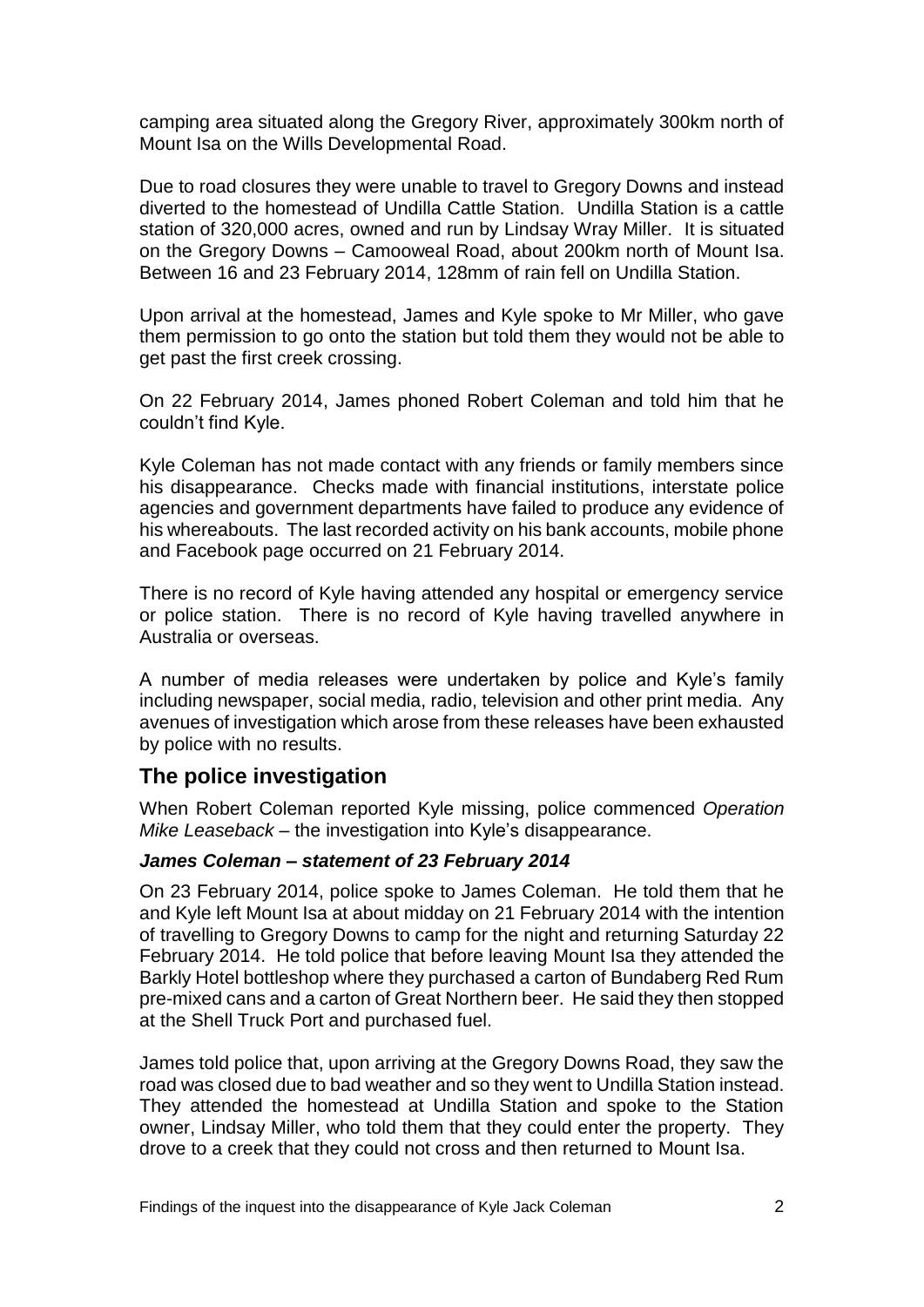camping area situated along the Gregory River, approximately 300km north of Mount Isa on the Wills Developmental Road.

Due to road closures they were unable to travel to Gregory Downs and instead diverted to the homestead of Undilla Cattle Station. Undilla Station is a cattle station of 320,000 acres, owned and run by Lindsay Wray Miller. It is situated on the Gregory Downs – Camooweal Road, about 200km north of Mount Isa. Between 16 and 23 February 2014, 128mm of rain fell on Undilla Station.

Upon arrival at the homestead, James and Kyle spoke to Mr Miller, who gave them permission to go onto the station but told them they would not be able to get past the first creek crossing.

On 22 February 2014, James phoned Robert Coleman and told him that he couldn't find Kyle.

Kyle Coleman has not made contact with any friends or family members since his disappearance. Checks made with financial institutions, interstate police agencies and government departments have failed to produce any evidence of his whereabouts. The last recorded activity on his bank accounts, mobile phone and Facebook page occurred on 21 February 2014.

There is no record of Kyle having attended any hospital or emergency service or police station. There is no record of Kyle having travelled anywhere in Australia or overseas.

A number of media releases were undertaken by police and Kyle's family including newspaper, social media, radio, television and other print media. Any avenues of investigation which arose from these releases have been exhausted by police with no results.

## The police investigation

When Robert Coleman reported Kyle missing, police commenced *Operation Mike Leaseback* – the investigation into Kyle's disappearance.

### *James Coleman – statement of 23 February 2014*

On 23 February 2014, police spoke to James Coleman. He told them that he and Kyle left Mount Isa at about midday on 21 February 2014 with the intention of travelling to Gregory Downs to camp for the night and returning Saturday 22 February 2014. He told police that before leaving Mount Isa they attended the Barkly Hotel bottleshop where they purchased a carton of Bundaberg Red Rum pre-mixed cans and a carton of Great Northern beer. He said they then stopped at the Shell Truck Port and purchased fuel.

James told police that, upon arriving at the Gregory Downs Road, they saw the road was closed due to bad weather and so they went to Undilla Station instead. They attended the homestead at Undilla Station and spoke to the Station owner, Lindsay Miller, who told them that they could enter the property. They drove to a creek that they could not cross and then returned to Mount Isa.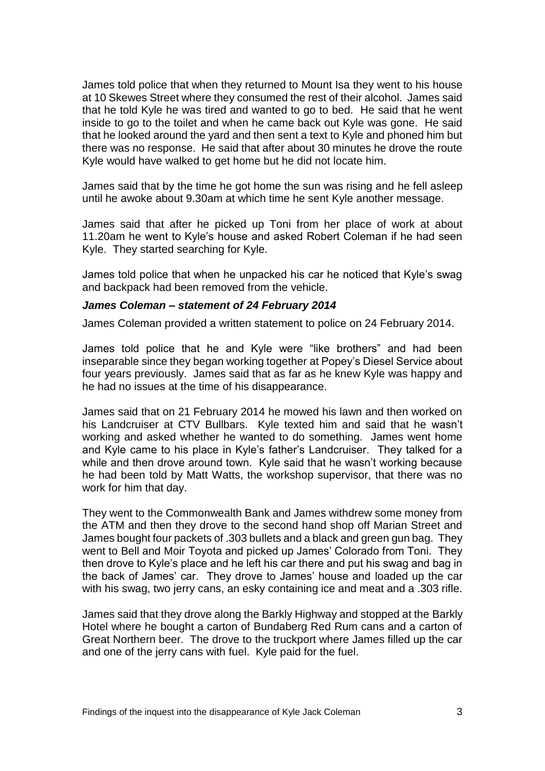James told police that when they returned to Mount Isa they went to his house at 10 Skewes Street where they consumed the rest of their alcohol. James said that he told Kyle he was tired and wanted to go to bed. He said that he went inside to go to the toilet and when he came back out Kyle was gone. He said that he looked around the yard and then sent a text to Kyle and phoned him but there was no response. He said that after about 30 minutes he drove the route Kyle would have walked to get home but he did not locate him.

James said that by the time he got home the sun was rising and he fell asleep until he awoke about 9.30am at which time he sent Kyle another message.

James said that after he picked up Toni from her place of work at about 11.20am he went to Kyle's house and asked Robert Coleman if he had seen Kyle. They started searching for Kyle.

James told police that when he unpacked his car he noticed that Kyle's swag and backpack had been removed from the vehicle.

### *James Coleman – statement of 24 February 2014*

James Coleman provided a written statement to police on 24 February 2014.

James told police that he and Kyle were "like brothers" and had been inseparable since they began working together at Popey's Diesel Service about four years previously. James said that as far as he knew Kyle was happy and he had no issues at the time of his disappearance.

James said that on 21 February 2014 he mowed his lawn and then worked on his Landcruiser at CTV Bullbars. Kyle texted him and said that he wasn't working and asked whether he wanted to do something. James went home and Kyle came to his place in Kyle's father's Landcruiser. They talked for a while and then drove around town. Kyle said that he wasn't working because he had been told by Matt Watts, the workshop supervisor, that there was no work for him that day.

They went to the Commonwealth Bank and James withdrew some money from the ATM and then they drove to the second hand shop off Marian Street and James bought four packets of .303 bullets and a black and green gun bag. They went to Bell and Moir Toyota and picked up James' Colorado from Toni. They then drove to Kyle's place and he left his car there and put his swag and bag in the back of James' car. They drove to James' house and loaded up the car with his swag, two jerry cans, an esky containing ice and meat and a .303 rifle.

James said that they drove along the Barkly Highway and stopped at the Barkly Hotel where he bought a carton of Bundaberg Red Rum cans and a carton of Great Northern beer. The drove to the truckport where James filled up the car and one of the jerry cans with fuel. Kyle paid for the fuel.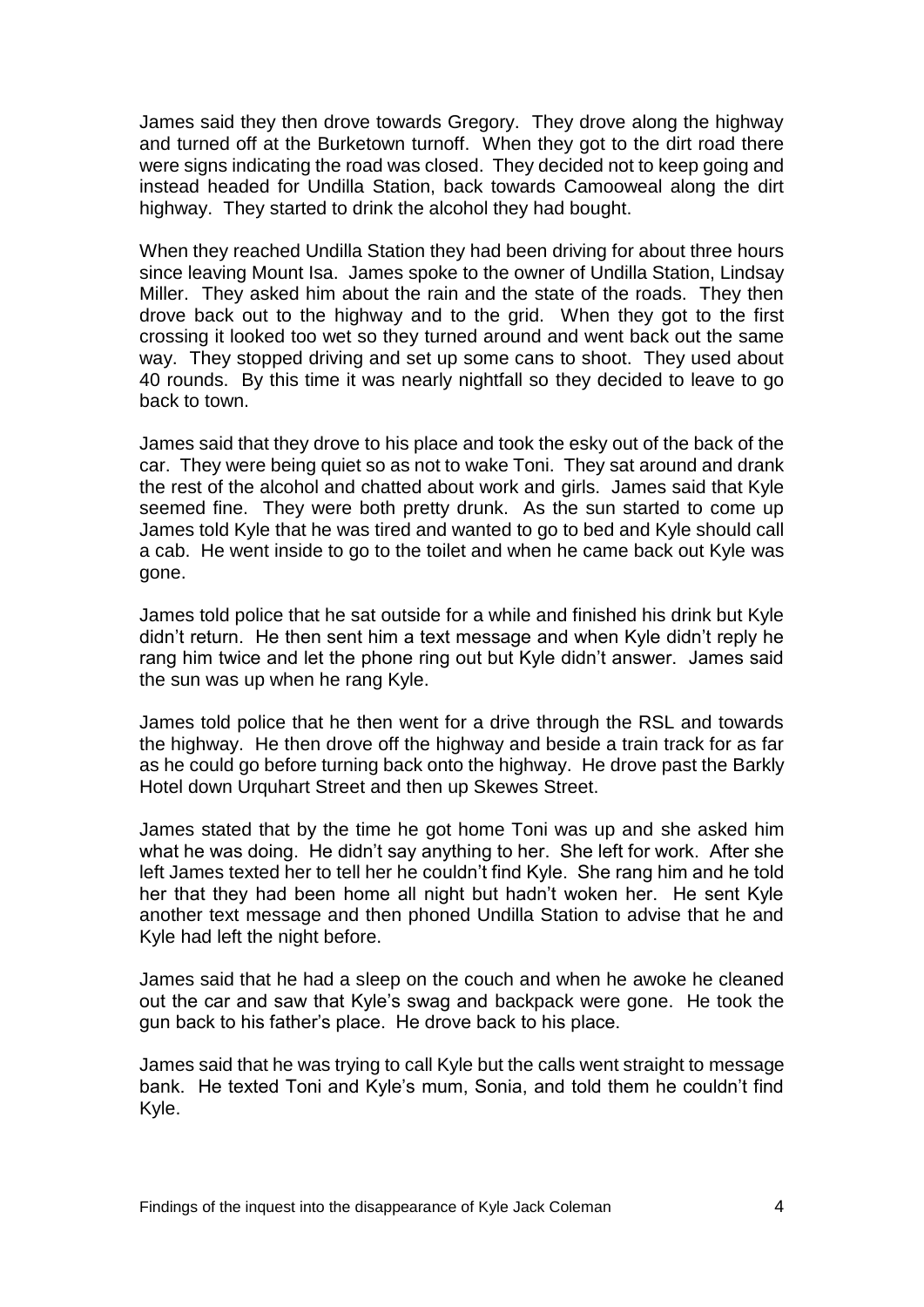James said they then drove towards Gregory. They drove along the highway and turned off at the Burketown turnoff. When they got to the dirt road there were signs indicating the road was closed. They decided not to keep going and instead headed for Undilla Station, back towards Camooweal along the dirt highway. They started to drink the alcohol they had bought.

When they reached Undilla Station they had been driving for about three hours since leaving Mount Isa. James spoke to the owner of Undilla Station, Lindsay Miller. They asked him about the rain and the state of the roads. They then drove back out to the highway and to the grid. When they got to the first crossing it looked too wet so they turned around and went back out the same way. They stopped driving and set up some cans to shoot. They used about 40 rounds. By this time it was nearly nightfall so they decided to leave to go back to town.

James said that they drove to his place and took the esky out of the back of the car. They were being quiet so as not to wake Toni. They sat around and drank the rest of the alcohol and chatted about work and girls. James said that Kyle seemed fine. They were both pretty drunk. As the sun started to come up James told Kyle that he was tired and wanted to go to bed and Kyle should call a cab. He went inside to go to the toilet and when he came back out Kyle was gone.

James told police that he sat outside for a while and finished his drink but Kyle didn't return. He then sent him a text message and when Kyle didn't reply he rang him twice and let the phone ring out but Kyle didn't answer. James said the sun was up when he rang Kyle.

James told police that he then went for a drive through the RSL and towards the highway. He then drove off the highway and beside a train track for as far as he could go before turning back onto the highway. He drove past the Barkly Hotel down Urquhart Street and then up Skewes Street.

James stated that by the time he got home Toni was up and she asked him what he was doing. He didn't say anything to her. She left for work. After she left James texted her to tell her he couldn't find Kyle. She rang him and he told her that they had been home all night but hadn't woken her. He sent Kyle another text message and then phoned Undilla Station to advise that he and Kyle had left the night before.

James said that he had a sleep on the couch and when he awoke he cleaned out the car and saw that Kyle's swag and backpack were gone. He took the gun back to his father's place. He drove back to his place.

James said that he was trying to call Kyle but the calls went straight to message bank. He texted Toni and Kyle's mum, Sonia, and told them he couldn't find Kyle.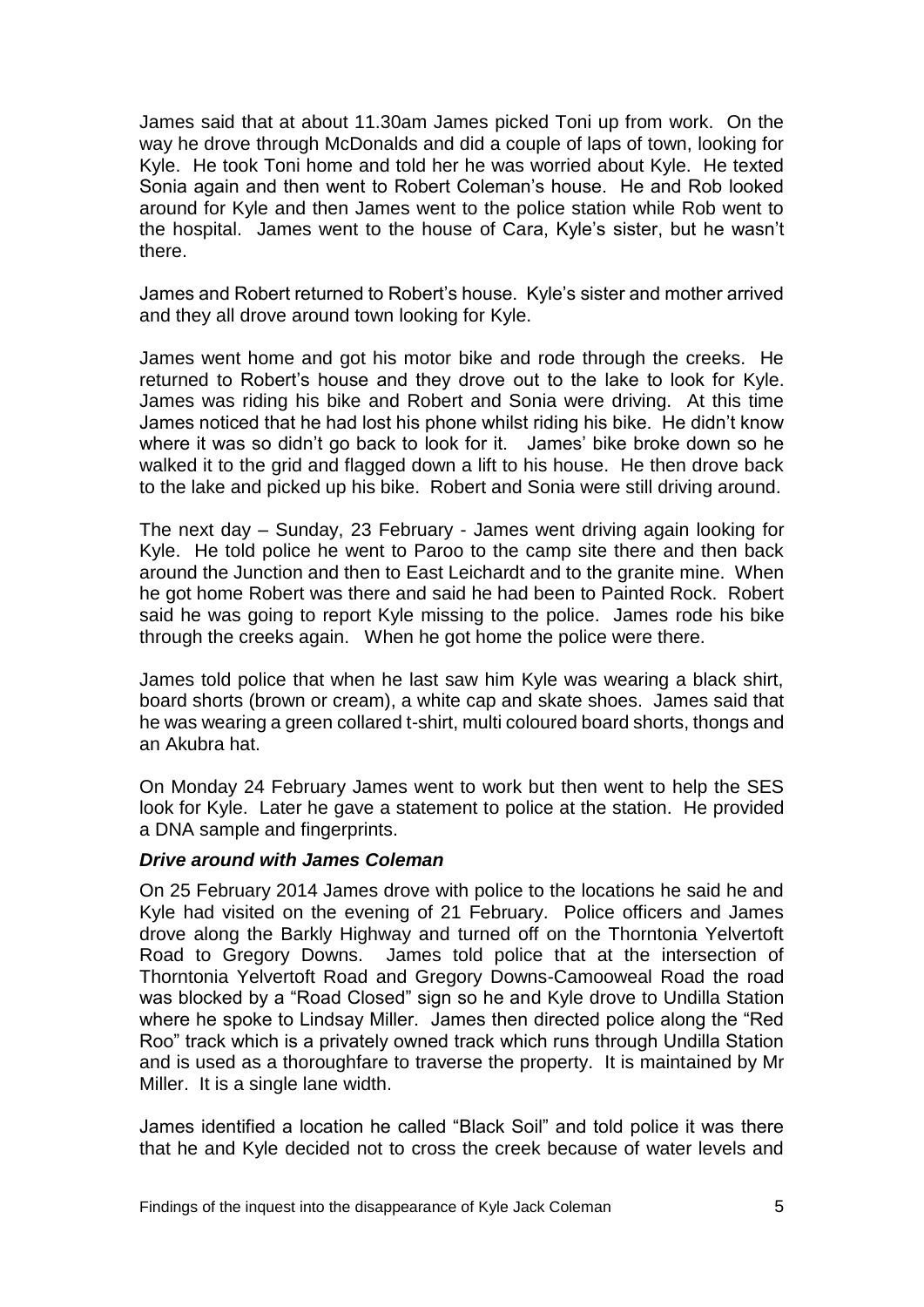James said that at about 11.30am James picked Toni up from work. On the way he drove through McDonalds and did a couple of laps of town, looking for Kyle. He took Toni home and told her he was worried about Kyle. He texted Sonia again and then went to Robert Coleman's house. He and Rob looked around for Kyle and then James went to the police station while Rob went to the hospital. James went to the house of Cara, Kyle's sister, but he wasn't there.

James and Robert returned to Robert's house. Kyle's sister and mother arrived and they all drove around town looking for Kyle.

James went home and got his motor bike and rode through the creeks. He returned to Robert's house and they drove out to the lake to look for Kyle. James was riding his bike and Robert and Sonia were driving. At this time James noticed that he had lost his phone whilst riding his bike. He didn't know where it was so didn't go back to look for it. James' bike broke down so he walked it to the grid and flagged down a lift to his house. He then drove back to the lake and picked up his bike. Robert and Sonia were still driving around.

The next day – Sunday, 23 February - James went driving again looking for Kyle. He told police he went to Paroo to the camp site there and then back around the Junction and then to East Leichardt and to the granite mine. When he got home Robert was there and said he had been to Painted Rock. Robert said he was going to report Kyle missing to the police. James rode his bike through the creeks again. When he got home the police were there.

James told police that when he last saw him Kyle was wearing a black shirt, board shorts (brown or cream), a white cap and skate shoes. James said that he was wearing a green collared t-shirt, multi coloured board shorts, thongs and an Akubra hat.

On Monday 24 February James went to work but then went to help the SES look for Kyle. Later he gave a statement to police at the station. He provided a DNA sample and fingerprints.

### *Drive around with James Coleman*

On 25 February 2014 James drove with police to the locations he said he and Kyle had visited on the evening of 21 February. Police officers and James drove along the Barkly Highway and turned off on the Thorntonia Yelvertoft Road to Gregory Downs. James told police that at the intersection of Thorntonia Yelvertoft Road and Gregory Downs-Camooweal Road the road was blocked by a "Road Closed" sign so he and Kyle drove to Undilla Station where he spoke to Lindsay Miller. James then directed police along the "Red Roo" track which is a privately owned track which runs through Undilla Station and is used as a thoroughfare to traverse the property. It is maintained by Mr Miller. It is a single lane width.

James identified a location he called "Black Soil" and told police it was there that he and Kyle decided not to cross the creek because of water levels and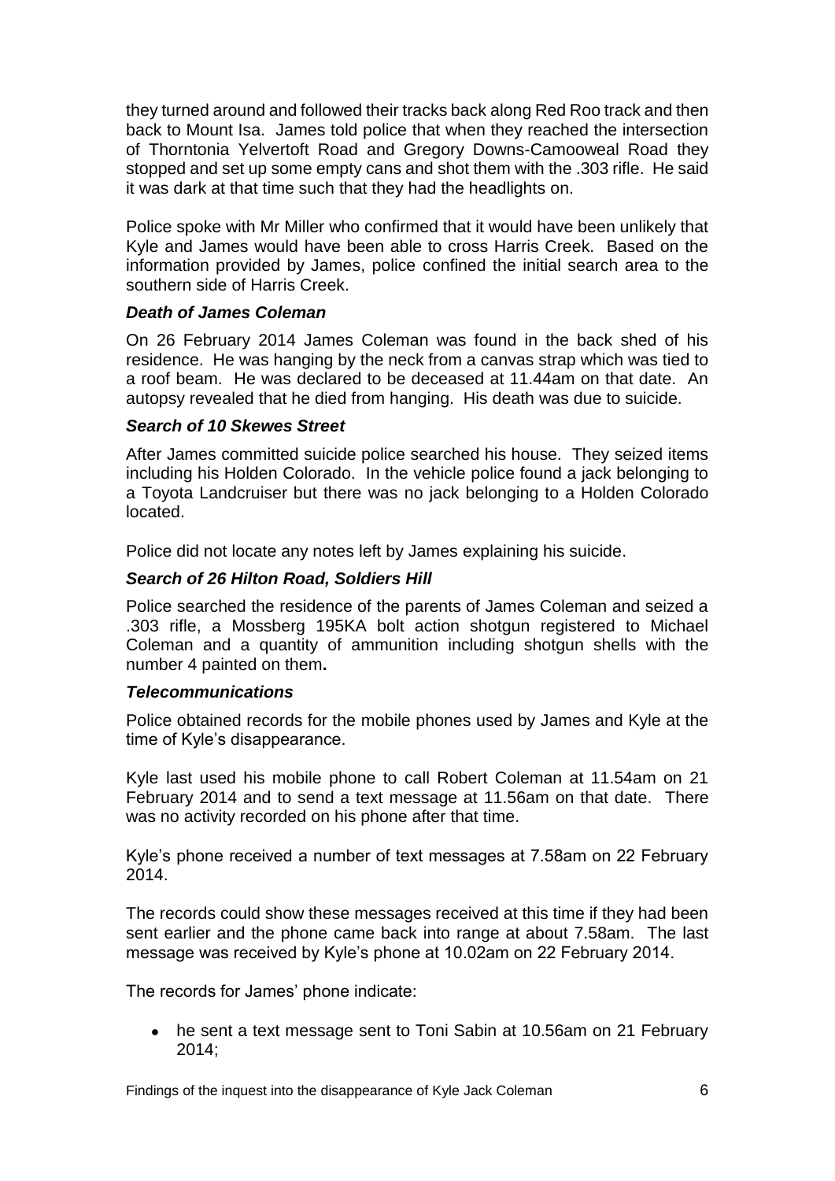they turned around and followed their tracks back along Red Roo track and then back to Mount Isa. James told police that when they reached the intersection of Thorntonia Yelvertoft Road and Gregory Downs-Camooweal Road they stopped and set up some empty cans and shot them with the .303 rifle. He said it was dark at that time such that they had the headlights on.

Police spoke with Mr Miller who confirmed that it would have been unlikely that Kyle and James would have been able to cross Harris Creek. Based on the information provided by James, police confined the initial search area to the southern side of Harris Creek.

### *Death of James Coleman*

On 26 February 2014 James Coleman was found in the back shed of his residence. He was hanging by the neck from a canvas strap which was tied to a roof beam. He was declared to be deceased at 11.44am on that date. An autopsy revealed that he died from hanging. His death was due to suicide.

### *Search of 10 Skewes Street*

After James committed suicide police searched his house. They seized items including his Holden Colorado. In the vehicle police found a jack belonging to a Toyota Landcruiser but there was no jack belonging to a Holden Colorado located.

Police did not locate any notes left by James explaining his suicide.

### *Search of 26 Hilton Road, Soldiers Hill*

Police searched the residence of the parents of James Coleman and seized a .303 rifle, a Mossberg 195KA bolt action shotgun registered to Michael Coleman and a quantity of ammunition including shotgun shells with the number 4 painted on them**.**

### *Telecommunications*

Police obtained records for the mobile phones used by James and Kyle at the time of Kyle's disappearance.

Kyle last used his mobile phone to call Robert Coleman at 11.54am on 21 February 2014 and to send a text message at 11.56am on that date. There was no activity recorded on his phone after that time.

Kyle's phone received a number of text messages at 7.58am on 22 February 2014.

The records could show these messages received at this time if they had been sent earlier and the phone came back into range at about 7.58am. The last message was received by Kyle's phone at 10.02am on 22 February 2014.

The records for James' phone indicate:

- he sent a text message sent to Toni Sabin at 10.56am on 21 February 2014;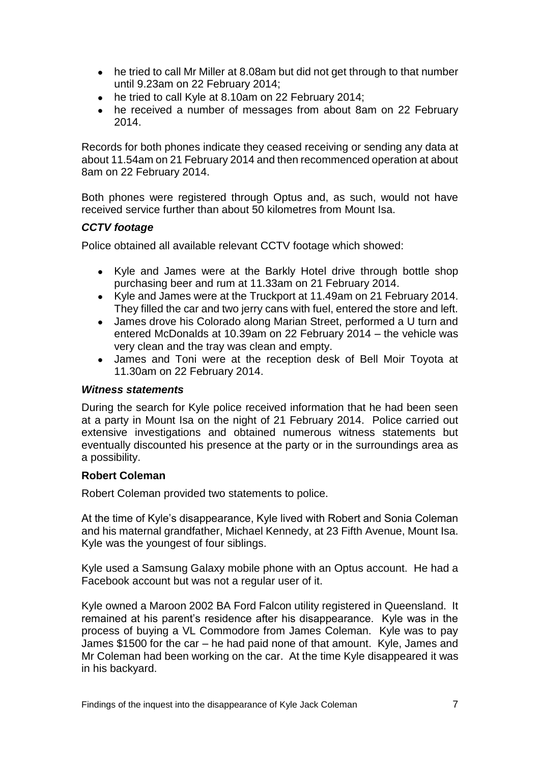- he tried to call Mr Miller at 8.08am but did not get through to that number until 9.23am on 22 February 2014;
- he tried to call Kyle at 8.10am on 22 February 2014;
- he received a number of messages from about 8am on 22 February 2014.

Records for both phones indicate they ceased receiving or sending any data at about 11.54am on 21 February 2014 and then recommenced operation at about 8am on 22 February 2014.

Both phones were registered through Optus and, as such, would not have received service further than about 50 kilometres from Mount Isa.

### *CCTV footage*

Police obtained all available relevant CCTV footage which showed:

- Kyle and James were at the Barkly Hotel drive through bottle shop purchasing beer and rum at 11.33am on 21 February 2014.
- Kyle and James were at the Truckport at 11.49am on 21 February 2014. They filled the car and two jerry cans with fuel, entered the store and left.
- James drove his Colorado along Marian Street, performed a U turn and entered McDonalds at 10.39am on 22 February 2014 – the vehicle was very clean and the tray was clean and empty.
- James and Toni were at the reception desk of Bell Moir Toyota at 11.30am on 22 February 2014.

### *Witness statements*

During the search for Kyle police received information that he had been seen at a party in Mount Isa on the night of 21 February 2014. Police carried out extensive investigations and obtained numerous witness statements but eventually discounted his presence at the party or in the surroundings area as a possibility.

### **Robert Coleman**

Robert Coleman provided two statements to police.

At the time of Kyle's disappearance, Kyle lived with Robert and Sonia Coleman and his maternal grandfather, Michael Kennedy, at 23 Fifth Avenue, Mount Isa. Kyle was the youngest of four siblings.

Kyle used a Samsung Galaxy mobile phone with an Optus account. He had a Facebook account but was not a regular user of it.

Kyle owned a Maroon 2002 BA Ford Falcon utility registered in Queensland. It remained at his parent's residence after his disappearance. Kyle was in the process of buying a VL Commodore from James Coleman. Kyle was to pay James $1500 for the car – he had paid none of that amount. Kyle, James and Mr Coleman had been working on the car. At the time Kyle disappeared it was in his backyard.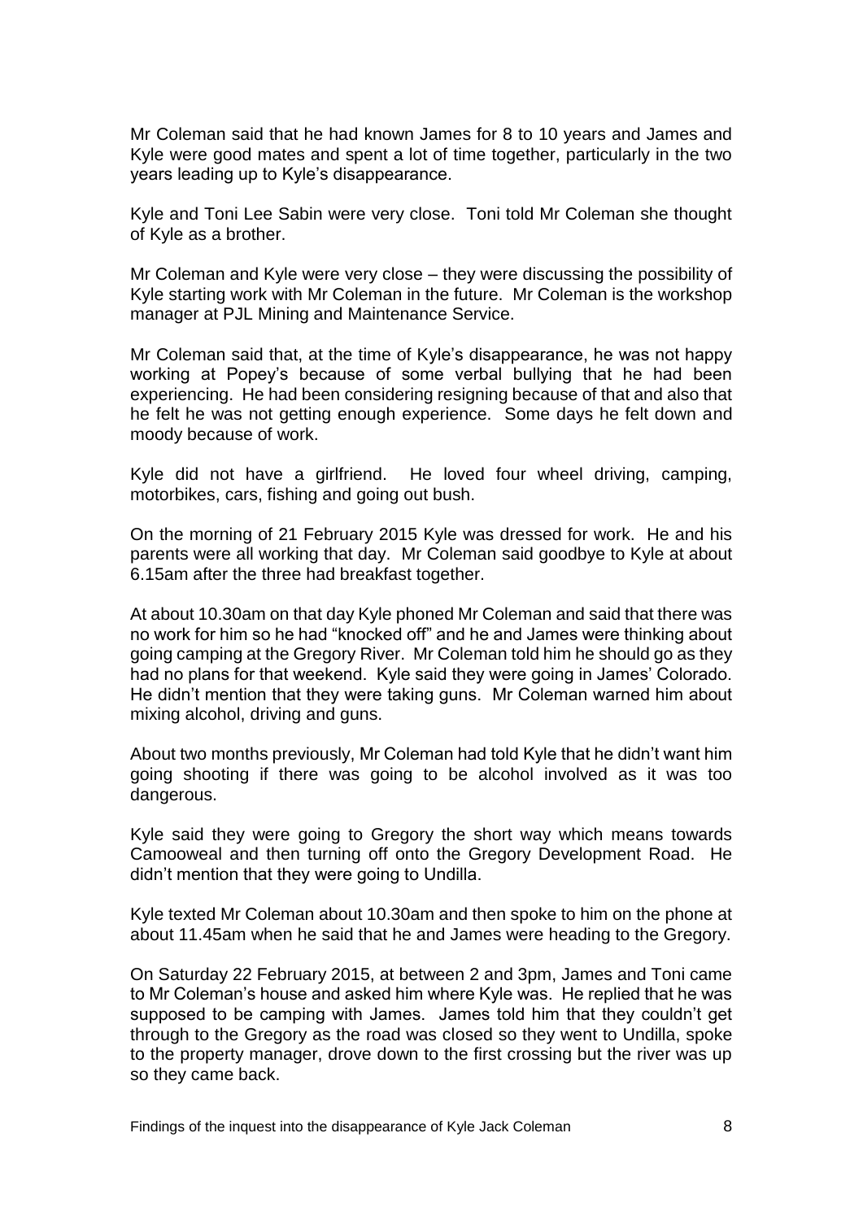Mr Coleman said that he had known James for 8 to 10 years and James and Kyle were good mates and spent a lot of time together, particularly in the two years leading up to Kyle's disappearance.

Kyle and Toni Lee Sabin were very close. Toni told Mr Coleman she thought of Kyle as a brother.

Mr Coleman and Kyle were very close – they were discussing the possibility of Kyle starting work with Mr Coleman in the future. Mr Coleman is the workshop manager at PJL Mining and Maintenance Service.

Mr Coleman said that, at the time of Kyle's disappearance, he was not happy working at Popey's because of some verbal bullying that he had been experiencing. He had been considering resigning because of that and also that he felt he was not getting enough experience. Some days he felt down and moody because of work.

Kyle did not have a girlfriend. He loved four wheel driving, camping, motorbikes, cars, fishing and going out bush.

On the morning of 21 February 2015 Kyle was dressed for work. He and his parents were all working that day. Mr Coleman said goodbye to Kyle at about 6.15am after the three had breakfast together.

At about 10.30am on that day Kyle phoned Mr Coleman and said that there was no work for him so he had "knocked off" and he and James were thinking about going camping at the Gregory River. Mr Coleman told him he should go as they had no plans for that weekend. Kyle said they were going in James' Colorado. He didn't mention that they were taking guns. Mr Coleman warned him about mixing alcohol, driving and guns.

About two months previously, Mr Coleman had told Kyle that he didn't want him going shooting if there was going to be alcohol involved as it was too dangerous.

Kyle said they were going to Gregory the short way which means towards Camooweal and then turning off onto the Gregory Development Road. He didn't mention that they were going to Undilla.

Kyle texted Mr Coleman about 10.30am and then spoke to him on the phone at about 11.45am when he said that he and James were heading to the Gregory.

On Saturday 22 February 2015, at between 2 and 3pm, James and Toni came to Mr Coleman's house and asked him where Kyle was. He replied that he was supposed to be camping with James. James told him that they couldn't get through to the Gregory as the road was closed so they went to Undilla, spoke to the property manager, drove down to the first crossing but the river was up so they came back.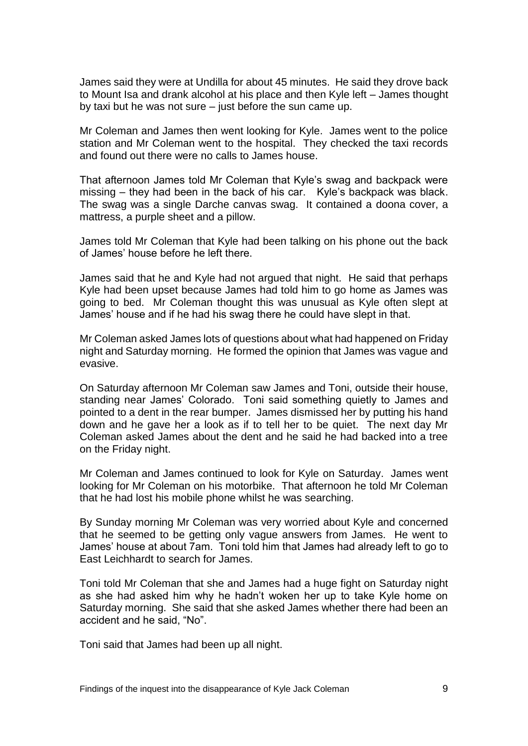James said they were at Undilla for about 45 minutes. He said they drove back to Mount Isa and drank alcohol at his place and then Kyle left – James thought by taxi but he was not sure – just before the sun came up.

Mr Coleman and James then went looking for Kyle. James went to the police station and Mr Coleman went to the hospital. They checked the taxi records and found out there were no calls to James house.

That afternoon James told Mr Coleman that Kyle's swag and backpack were missing – they had been in the back of his car. Kyle's backpack was black. The swag was a single Darche canvas swag. It contained a doona cover, a mattress, a purple sheet and a pillow.

James told Mr Coleman that Kyle had been talking on his phone out the back of James' house before he left there.

James said that he and Kyle had not argued that night. He said that perhaps Kyle had been upset because James had told him to go home as James was going to bed. Mr Coleman thought this was unusual as Kyle often slept at James' house and if he had his swag there he could have slept in that.

Mr Coleman asked James lots of questions about what had happened on Friday night and Saturday morning. He formed the opinion that James was vague and evasive.

On Saturday afternoon Mr Coleman saw James and Toni, outside their house, standing near James' Colorado. Toni said something quietly to James and pointed to a dent in the rear bumper. James dismissed her by putting his hand down and he gave her a look as if to tell her to be quiet. The next day Mr Coleman asked James about the dent and he said he had backed into a tree on the Friday night.

Mr Coleman and James continued to look for Kyle on Saturday. James went looking for Mr Coleman on his motorbike. That afternoon he told Mr Coleman that he had lost his mobile phone whilst he was searching.

By Sunday morning Mr Coleman was very worried about Kyle and concerned that he seemed to be getting only vague answers from James. He went to James' house at about 7am. Toni told him that James had already left to go to East Leichhardt to search for James.

Toni told Mr Coleman that she and James had a huge fight on Saturday night as she had asked him why he hadn't woken her up to take Kyle home on Saturday morning. She said that she asked James whether there had been an accident and he said, "No".

Toni said that James had been up all night.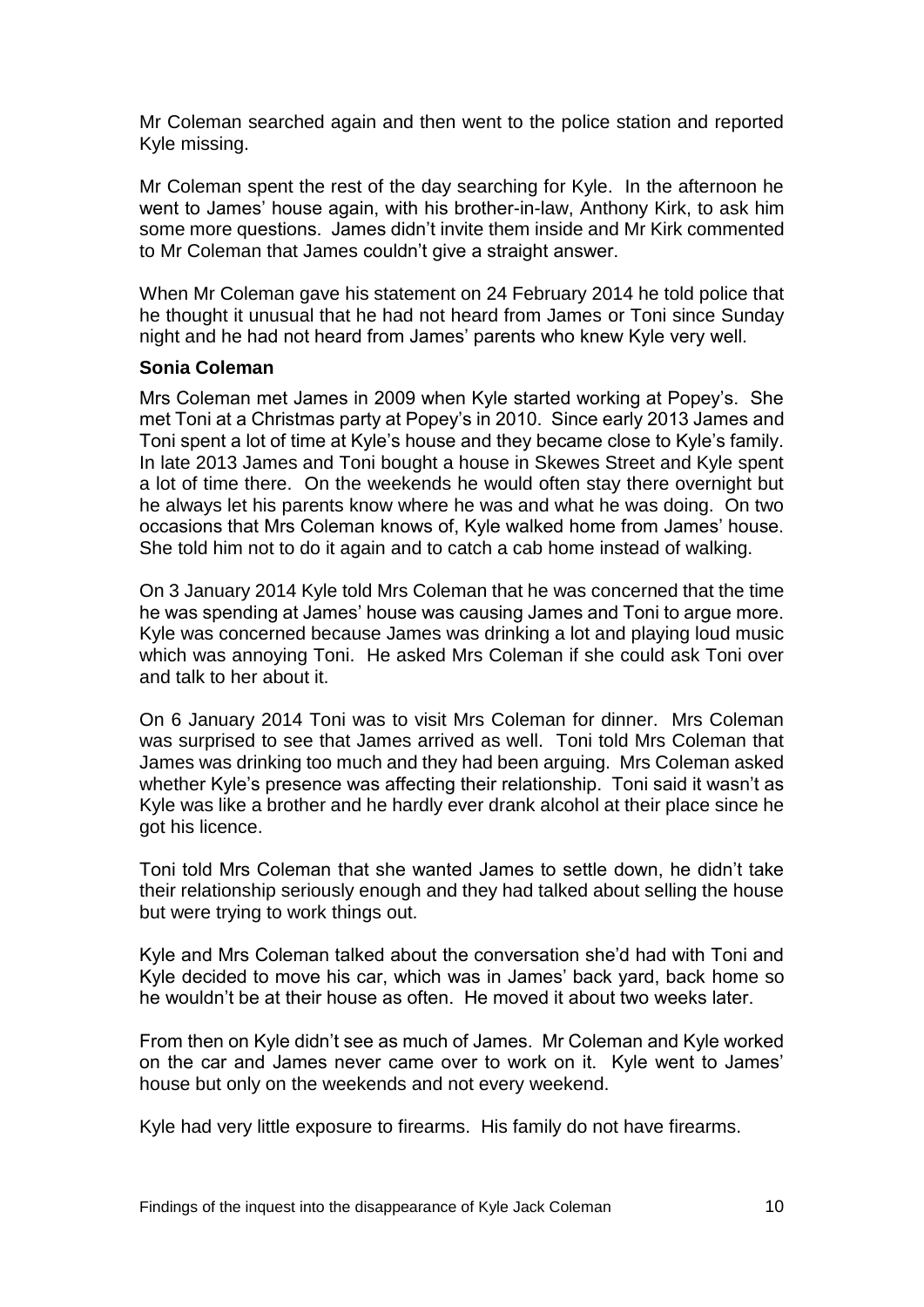Mr Coleman searched again and then went to the police station and reported Kyle missing.

Mr Coleman spent the rest of the day searching for Kyle. In the afternoon he went to James' house again, with his brother-in-law, Anthony Kirk, to ask him some more questions. James didn't invite them inside and Mr Kirk commented to Mr Coleman that James couldn't give a straight answer.

When Mr Coleman gave his statement on 24 February 2014 he told police that he thought it unusual that he had not heard from James or Toni since Sunday night and he had not heard from James' parents who knew Kyle very well.

**Sonia Coleman**

Mrs Coleman met James in 2009 when Kyle started working at Popey's. She met Toni at a Christmas party at Popey's in 2010. Since early 2013 James and Toni spent a lot of time at Kyle's house and they became close to Kyle's family. In late 2013 James and Toni bought a house in Skewes Street and Kyle spent a lot of time there. On the weekends he would often stay there overnight but he always let his parents know where he was and what he was doing. On two occasions that Mrs Coleman knows of, Kyle walked home from James' house. She told him not to do it again and to catch a cab home instead of walking.

On 3 January 2014 Kyle told Mrs Coleman that he was concerned that the time he was spending at James' house was causing James and Toni to argue more. Kyle was concerned because James was drinking a lot and playing loud music which was annoying Toni. He asked Mrs Coleman if she could ask Toni over and talk to her about it.

On 6 January 2014 Toni was to visit Mrs Coleman for dinner. Mrs Coleman was surprised to see that James arrived as well. Toni told Mrs Coleman that James was drinking too much and they had been arguing. Mrs Coleman asked whether Kyle's presence was affecting their relationship. Toni said it wasn't as Kyle was like a brother and he hardly ever drank alcohol at their place since he got his licence.

Toni told Mrs Coleman that she wanted James to settle down, he didn't take their relationship seriously enough and they had talked about selling the house but were trying to work things out.

Kyle and Mrs Coleman talked about the conversation she'd had with Toni and Kyle decided to move his car, which was in James' back yard, back home so he wouldn't be at their house as often. He moved it about two weeks later.

From then on Kyle didn't see as much of James. Mr Coleman and Kyle worked on the car and James never came over to work on it. Kyle went to James' house but only on the weekends and not every weekend.

Kyle had very little exposure to firearms. His family do not have firearms.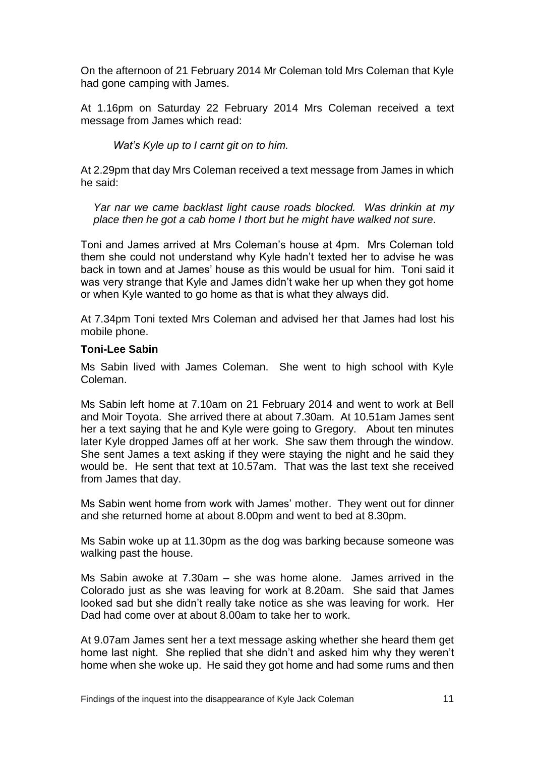On the afternoon of 21 February 2014 Mr Coleman told Mrs Coleman that Kyle had gone camping with James.

At 1.16pm on Saturday 22 February 2014 Mrs Coleman received a text message from James which read:

> *Wat's Kyle up to I carnt git on to him.*

At 2.29pm that day Mrs Coleman received a text message from James in which he said:

> *Yar nar we came backlast light cause roads blocked. Was drinkin at my place then he got a cab home I thort but he might have walked not sure.*

Toni and James arrived at Mrs Coleman's house at 4pm. Mrs Coleman told them she could not understand why Kyle hadn't texted her to advise he was back in town and at James' house as this would be usual for him. Toni said it was very strange that Kyle and James didn't wake her up when they got home or when Kyle wanted to go home as that is what they always did.

At 7.34pm Toni texted Mrs Coleman and advised her that James had lost his mobile phone.

**Toni-Lee Sabin**

Ms Sabin lived with James Coleman. She went to high school with Kyle Coleman.

Ms Sabin left home at 7.10am on 21 February 2014 and went to work at Bell and Moir Toyota. She arrived there at about 7.30am. At 10.51am James sent her a text saying that he and Kyle were going to Gregory. About ten minutes later Kyle dropped James off at her work. She saw them through the window. She sent James a text asking if they were staying the night and he said they would be. He sent that text at 10.57am. That was the last text she received from James that day.

Ms Sabin went home from work with James' mother. They went out for dinner and she returned home at about 8.00pm and went to bed at 8.30pm.

Ms Sabin woke up at 11.30pm as the dog was barking because someone was walking past the house.

Ms Sabin awoke at 7.30am – she was home alone. James arrived in the Colorado just as she was leaving for work at 8.20am. She said that James looked sad but she didn't really take notice as she was leaving for work. Her Dad had come over at about 8.00am to take her to work.

At 9.07am James sent her a text message asking whether she heard them get home last night. She replied that she didn't and asked him why they weren't home when she woke up. He said they got home and had some rums and then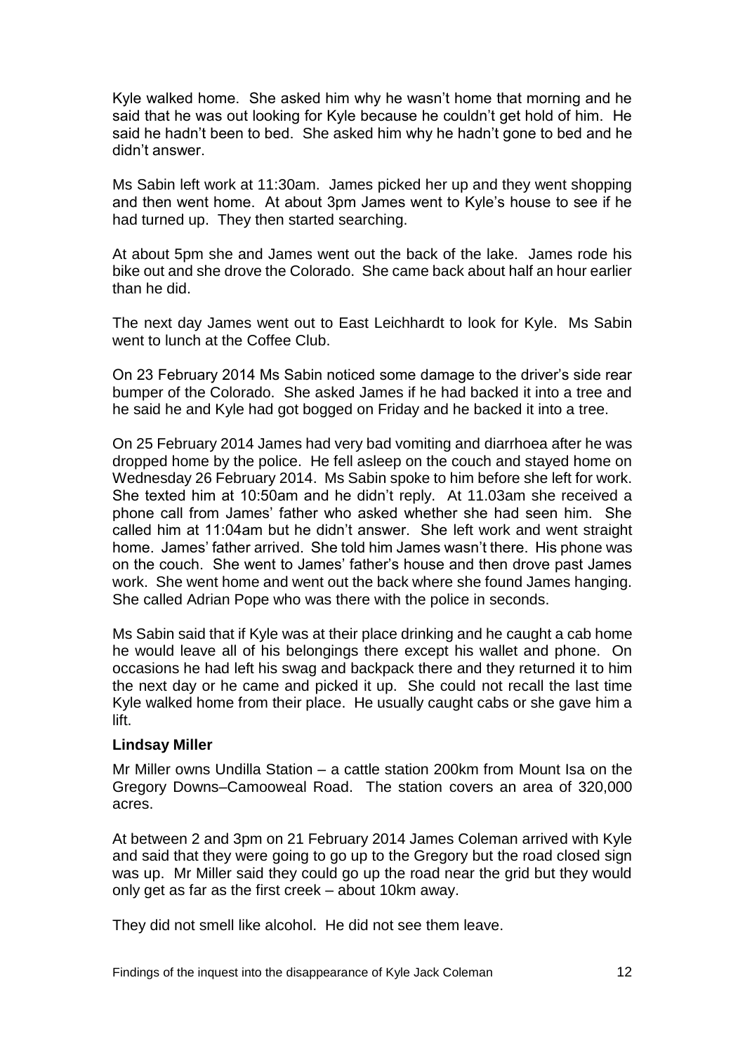Kyle walked home. She asked him why he wasn't home that morning and he said that he was out looking for Kyle because he couldn't get hold of him. He said he hadn't been to bed. She asked him why he hadn't gone to bed and he didn't answer.

Ms Sabin left work at 11:30am. James picked her up and they went shopping and then went home. At about 3pm James went to Kyle's house to see if he had turned up. They then started searching.

At about 5pm she and James went out the back of the lake. James rode his bike out and she drove the Colorado. She came back about half an hour earlier than he did.

The next day James went out to East Leichhardt to look for Kyle. Ms Sabin went to lunch at the Coffee Club.

On 23 February 2014 Ms Sabin noticed some damage to the driver's side rear bumper of the Colorado. She asked James if he had backed it into a tree and he said he and Kyle had got bogged on Friday and he backed it into a tree.

On 25 February 2014 James had very bad vomiting and diarrhoea after he was dropped home by the police. He fell asleep on the couch and stayed home on Wednesday 26 February 2014. Ms Sabin spoke to him before she left for work. She texted him at 10:50am and he didn't reply. At 11.03am she received a phone call from James' father who asked whether she had seen him. She called him at 11:04am but he didn't answer. She left work and went straight home. James' father arrived. She told him James wasn't there. His phone was on the couch. She went to James' father's house and then drove past James work. She went home and went out the back where she found James hanging. She called Adrian Pope who was there with the police in seconds.

Ms Sabin said that if Kyle was at their place drinking and he caught a cab home he would leave all of his belongings there except his wallet and phone. On occasions he had left his swag and backpack there and they returned it to him the next day or he came and picked it up. She could not recall the last time Kyle walked home from their place. He usually caught cabs or she gave him a lift.

### Lindsay Miller

Mr Miller owns Undilla Station – a cattle station 200km from Mount Isa on the Gregory Downs–Camooweal Road. The station covers an area of 320,000 acres.

At between 2 and 3pm on 21 February 2014 James Coleman arrived with Kyle and said that they were going to go up to the Gregory but the road closed sign was up. Mr Miller said they could go up the road near the grid but they would only get as far as the first creek – about 10km away.

They did not smell like alcohol. He did not see them leave.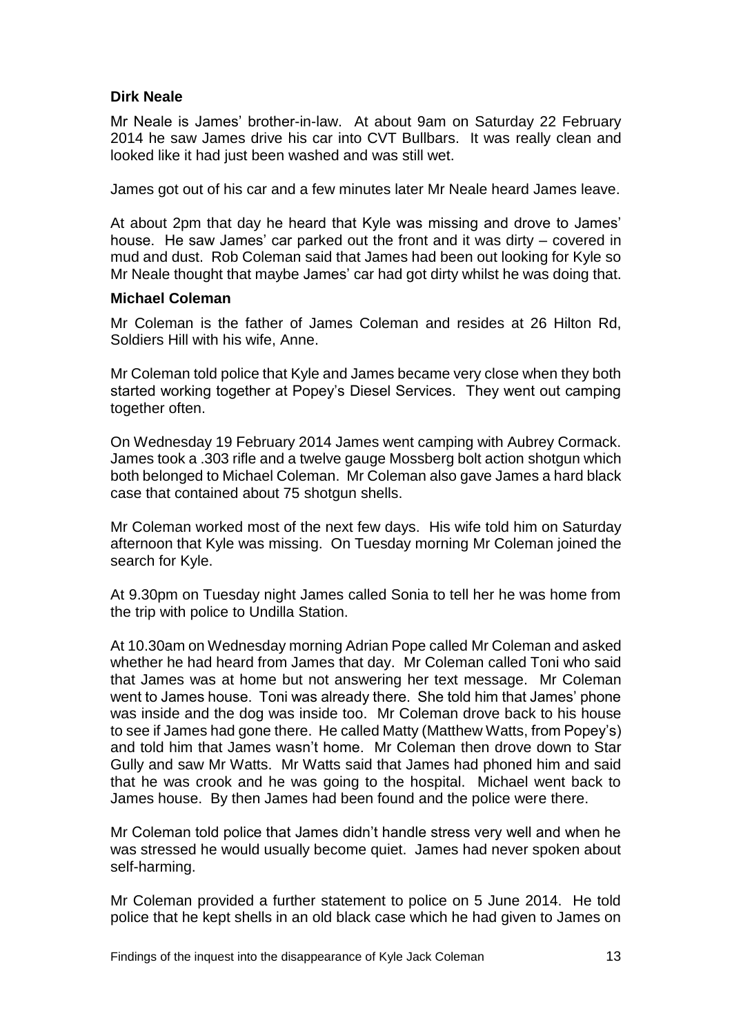### Dirk Neale

Mr Neale is James' brother-in-law. At about 9am on Saturday 22 February 2014 he saw James drive his car into CVT Bullbars. It was really clean and looked like it had just been washed and was still wet.

James got out of his car and a few minutes later Mr Neale heard James leave.

At about 2pm that day he heard that Kyle was missing and drove to James' house. He saw James' car parked out the front and it was dirty – covered in mud and dust. Rob Coleman said that James had been out looking for Kyle so Mr Neale thought that maybe James' car had got dirty whilst he was doing that.

### Michael Coleman

Mr Coleman is the father of James Coleman and resides at 26 Hilton Rd, Soldiers Hill with his wife, Anne.

Mr Coleman told police that Kyle and James became very close when they both started working together at Popey's Diesel Services. They went out camping together often.

On Wednesday 19 February 2014 James went camping with Aubrey Cormack. James took a .303 rifle and a twelve gauge Mossberg bolt action shotgun which both belonged to Michael Coleman. Mr Coleman also gave James a hard black case that contained about 75 shotgun shells.

Mr Coleman worked most of the next few days. His wife told him on Saturday afternoon that Kyle was missing. On Tuesday morning Mr Coleman joined the search for Kyle.

At 9.30pm on Tuesday night James called Sonia to tell her he was home from the trip with police to Undilla Station.

At 10.30am on Wednesday morning Adrian Pope called Mr Coleman and asked whether he had heard from James that day. Mr Coleman called Toni who said that James was at home but not answering her text message. Mr Coleman went to James house. Toni was already there. She told him that James' phone was inside and the dog was inside too. Mr Coleman drove back to his house to see if James had gone there. He called Matty (Matthew Watts, from Popey's) and told him that James wasn't home. Mr Coleman then drove down to Star Gully and saw Mr Watts. Mr Watts said that James had phoned him and said that he was crook and he was going to the hospital. Michael went back to James house. By then James had been found and the police were there.

Mr Coleman told police that James didn't handle stress very well and when he was stressed he would usually become quiet. James had never spoken about self-harming.

Mr Coleman provided a further statement to police on 5 June 2014. He told police that he kept shells in an old black case which he had given to James on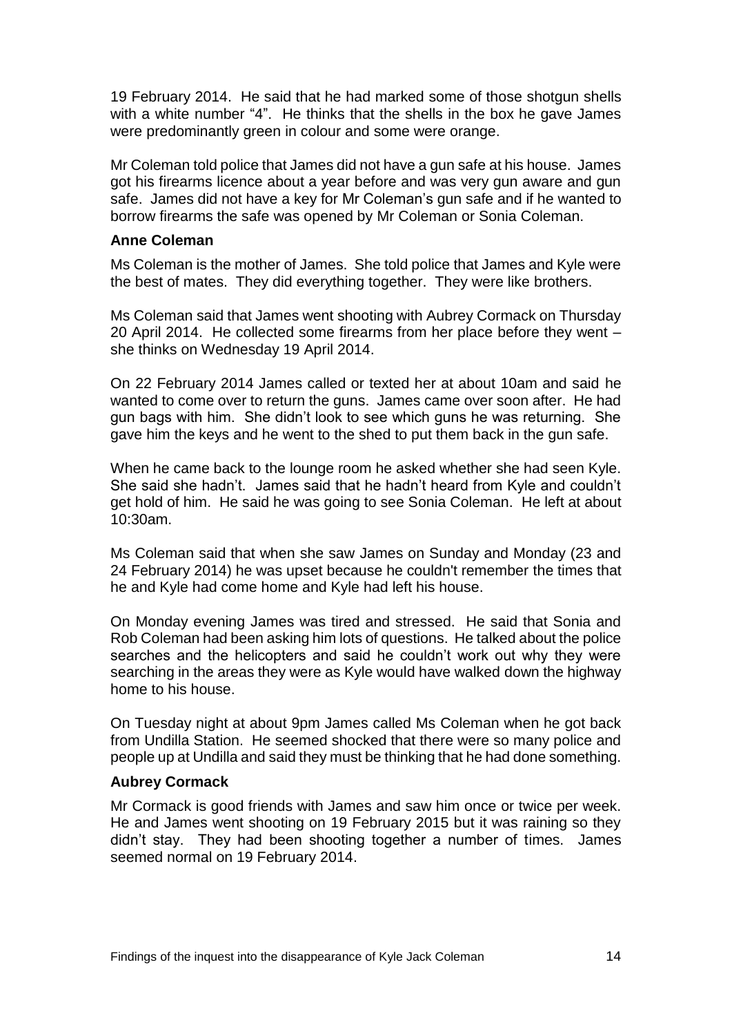19 February 2014. He said that he had marked some of those shotgun shells with a white number "4". He thinks that the shells in the box he gave James were predominantly green in colour and some were orange.

Mr Coleman told police that James did not have a gun safe at his house. James got his firearms licence about a year before and was very gun aware and gun safe. James did not have a key for Mr Coleman's gun safe and if he wanted to borrow firearms the safe was opened by Mr Coleman or Sonia Coleman.

### Anne Coleman

Ms Coleman is the mother of James. She told police that James and Kyle were the best of mates. They did everything together. They were like brothers.

Ms Coleman said that James went shooting with Aubrey Cormack on Thursday 20 April 2014. He collected some firearms from her place before they went – she thinks on Wednesday 19 April 2014.

On 22 February 2014 James called or texted her at about 10am and said he wanted to come over to return the guns. James came over soon after. He had gun bags with him. She didn't look to see which guns he was returning. She gave him the keys and he went to the shed to put them back in the gun safe.

When he came back to the lounge room he asked whether she had seen Kyle. She said she hadn't. James said that he hadn't heard from Kyle and couldn't get hold of him. He said he was going to see Sonia Coleman. He left at about 10:30am.

Ms Coleman said that when she saw James on Sunday and Monday (23 and 24 February 2014) he was upset because he couldn't remember the times that he and Kyle had come home and Kyle had left his house.

On Monday evening James was tired and stressed. He said that Sonia and Rob Coleman had been asking him lots of questions. He talked about the police searches and the helicopters and said he couldn't work out why they were searching in the areas they were as Kyle would have walked down the highway home to his house.

On Tuesday night at about 9pm James called Ms Coleman when he got back from Undilla Station. He seemed shocked that there were so many police and people up at Undilla and said they must be thinking that he had done something.

### Aubrey Cormack

Mr Cormack is good friends with James and saw him once or twice per week. He and James went shooting on 19 February 2015 but it was raining so they didn't stay. They had been shooting together a number of times. James seemed normal on 19 February 2014.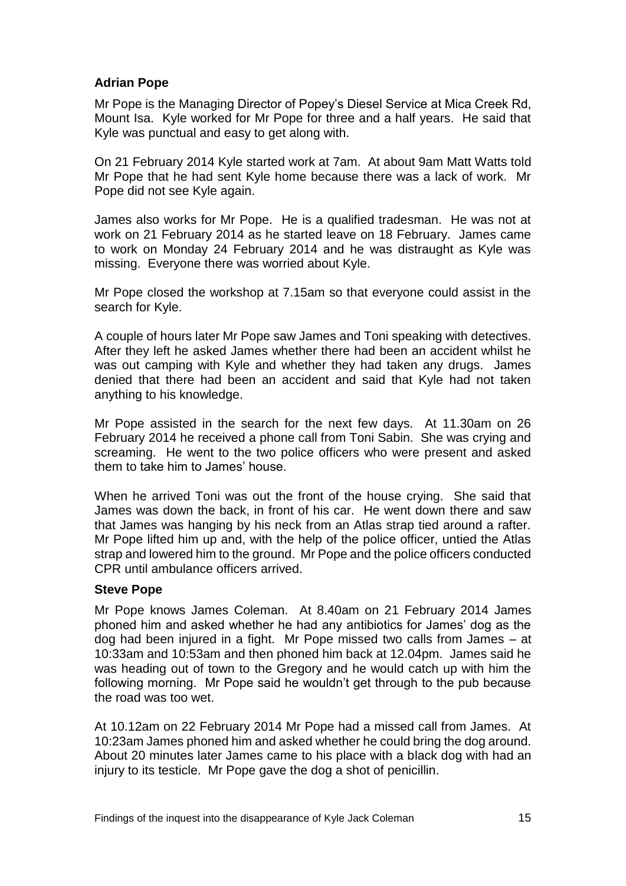### Adrian Pope

Mr Pope is the Managing Director of Popey's Diesel Service at Mica Creek Rd, Mount Isa. Kyle worked for Mr Pope for three and a half years. He said that Kyle was punctual and easy to get along with.

On 21 February 2014 Kyle started work at 7am. At about 9am Matt Watts told Mr Pope that he had sent Kyle home because there was a lack of work. Mr Pope did not see Kyle again.

James also works for Mr Pope. He is a qualified tradesman. He was not at work on 21 February 2014 as he started leave on 18 February. James came to work on Monday 24 February 2014 and he was distraught as Kyle was missing. Everyone there was worried about Kyle.

Mr Pope closed the workshop at 7.15am so that everyone could assist in the search for Kyle.

A couple of hours later Mr Pope saw James and Toni speaking with detectives. After they left he asked James whether there had been an accident whilst he was out camping with Kyle and whether they had taken any drugs. James denied that there had been an accident and said that Kyle had not taken anything to his knowledge.

Mr Pope assisted in the search for the next few days. At 11.30am on 26 February 2014 he received a phone call from Toni Sabin. She was crying and screaming. He went to the two police officers who were present and asked them to take him to James' house.

When he arrived Toni was out the front of the house crying. She said that James was down the back, in front of his car. He went down there and saw that James was hanging by his neck from an Atlas strap tied around a rafter. Mr Pope lifted him up and, with the help of the police officer, untied the Atlas strap and lowered him to the ground. Mr Pope and the police officers conducted CPR until ambulance officers arrived.

### Steve Pope

Mr Pope knows James Coleman. At 8.40am on 21 February 2014 James phoned him and asked whether he had any antibiotics for James' dog as the dog had been injured in a fight. Mr Pope missed two calls from James – at 10:33am and 10:53am and then phoned him back at 12.04pm. James said he was heading out of town to the Gregory and he would catch up with him the following morning. Mr Pope said he wouldn't get through to the pub because the road was too wet.

At 10.12am on 22 February 2014 Mr Pope had a missed call from James. At 10:23am James phoned him and asked whether he could bring the dog around. About 20 minutes later James came to his place with a black dog with had an injury to its testicle. Mr Pope gave the dog a shot of penicillin.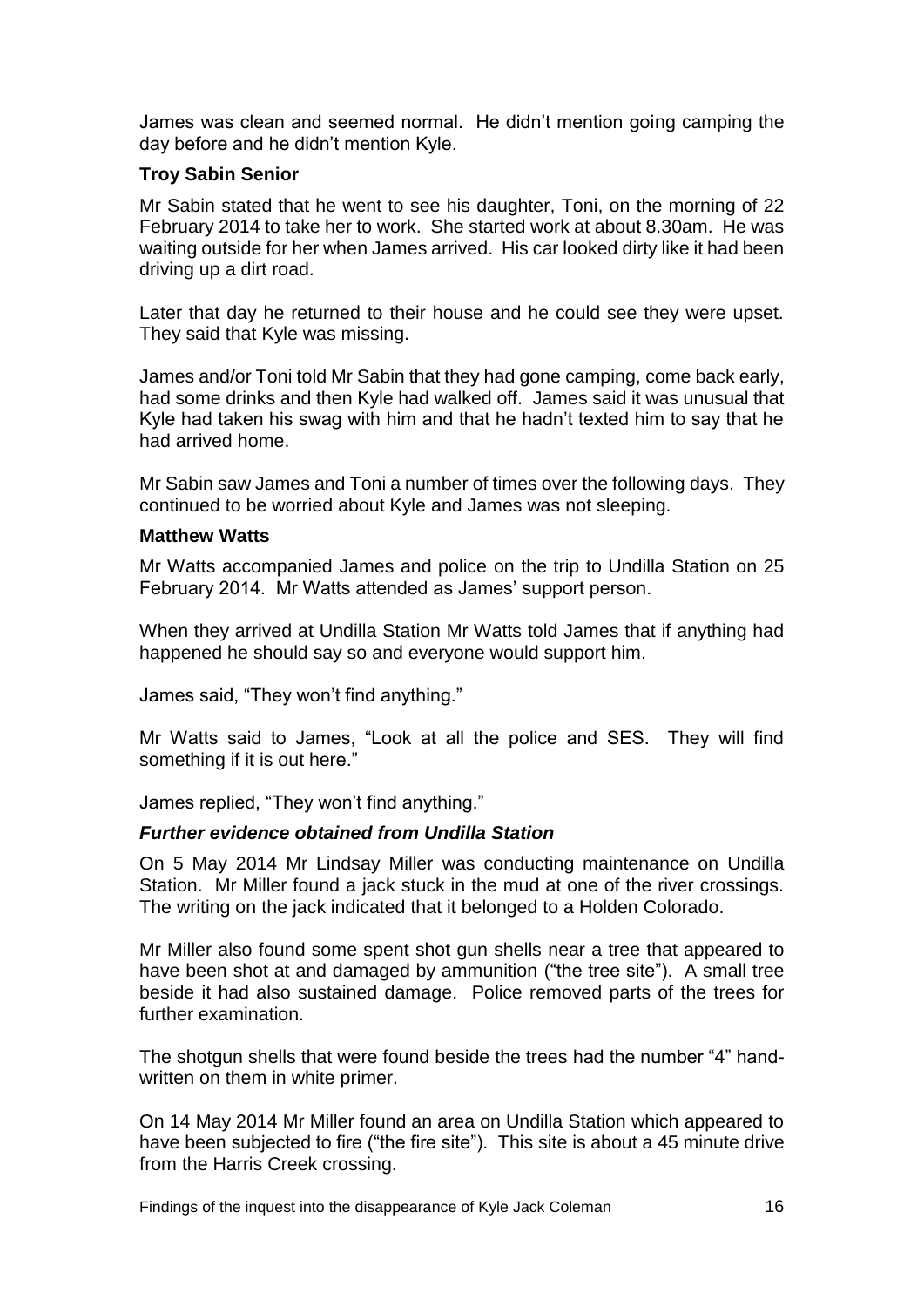James was clean and seemed normal. He didn't mention going camping the day before and he didn't mention Kyle.

**Troy Sabin Senior**

Mr Sabin stated that he went to see his daughter, Toni, on the morning of 22 February 2014 to take her to work. She started work at about 8.30am. He was waiting outside for her when James arrived. His car looked dirty like it had been driving up a dirt road.

Later that day he returned to their house and he could see they were upset. They said that Kyle was missing.

James and/or Toni told Mr Sabin that they had gone camping, come back early, had some drinks and then Kyle had walked off. James said it was unusual that Kyle had taken his swag with him and that he hadn't texted him to say that he had arrived home.

Mr Sabin saw James and Toni a number of times over the following days. They continued to be worried about Kyle and James was not sleeping.

**Matthew Watts**

Mr Watts accompanied James and police on the trip to Undilla Station on 25 February 2014. Mr Watts attended as James' support person.

When they arrived at Undilla Station Mr Watts told James that if anything had happened he should say so and everyone would support him.

James said, "They won't find anything."

Mr Watts said to James, "Look at all the police and SES. They will find something if it is out here."

James replied, "They won't find anything."

***Further evidence obtained from Undilla Station***

On 5 May 2014 Mr Lindsay Miller was conducting maintenance on Undilla Station. Mr Miller found a jack stuck in the mud at one of the river crossings. The writing on the jack indicated that it belonged to a Holden Colorado.

Mr Miller also found some spent shot gun shells near a tree that appeared to have been shot at and damaged by ammunition ("the tree site"). A small tree beside it had also sustained damage. Police removed parts of the trees for further examination.

The shotgun shells that were found beside the trees had the number "4" hand-written on them in white primer.

On 14 May 2014 Mr Miller found an area on Undilla Station which appeared to have been subjected to fire ("the fire site"). This site is about a 45 minute drive from the Harris Creek crossing.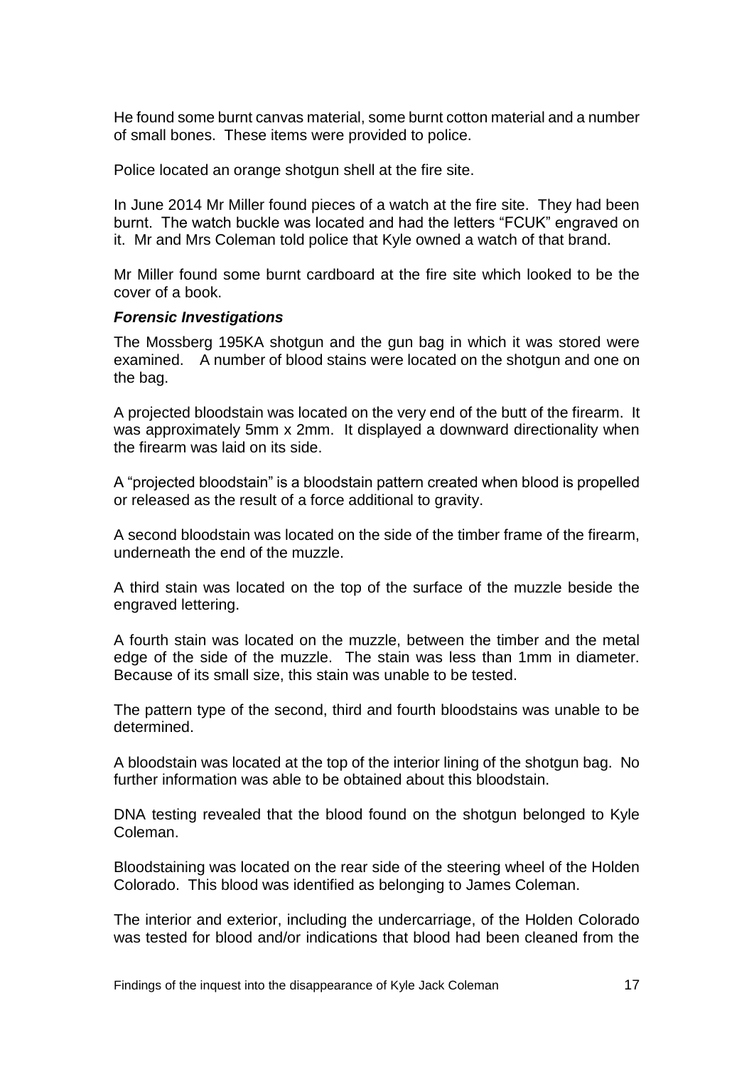He found some burnt canvas material, some burnt cotton material and a number of small bones. These items were provided to police.

Police located an orange shotgun shell at the fire site.

In June 2014 Mr Miller found pieces of a watch at the fire site. They had been burnt. The watch buckle was located and had the letters "FCUK" engraved on it. Mr and Mrs Coleman told police that Kyle owned a watch of that brand.

Mr Miller found some burnt cardboard at the fire site which looked to be the cover of a book.

### ***Forensic Investigations***

The Mossberg 195KA shotgun and the gun bag in which it was stored were examined. A number of blood stains were located on the shotgun and one on the bag.

A projected bloodstain was located on the very end of the butt of the firearm. It was approximately 5mm x 2mm. It displayed a downward directionality when the firearm was laid on its side.

A "projected bloodstain" is a bloodstain pattern created when blood is propelled or released as the result of a force additional to gravity.

A second bloodstain was located on the side of the timber frame of the firearm, underneath the end of the muzzle.

A third stain was located on the top of the surface of the muzzle beside the engraved lettering.

A fourth stain was located on the muzzle, between the timber and the metal edge of the side of the muzzle. The stain was less than 1mm in diameter. Because of its small size, this stain was unable to be tested.

The pattern type of the second, third and fourth bloodstains was unable to be determined.

A bloodstain was located at the top of the interior lining of the shotgun bag. No further information was able to be obtained about this bloodstain.

DNA testing revealed that the blood found on the shotgun belonged to Kyle Coleman.

Bloodstaining was located on the rear side of the steering wheel of the Holden Colorado. This blood was identified as belonging to James Coleman.

The interior and exterior, including the undercarriage, of the Holden Colorado was tested for blood and/or indications that blood had been cleaned from the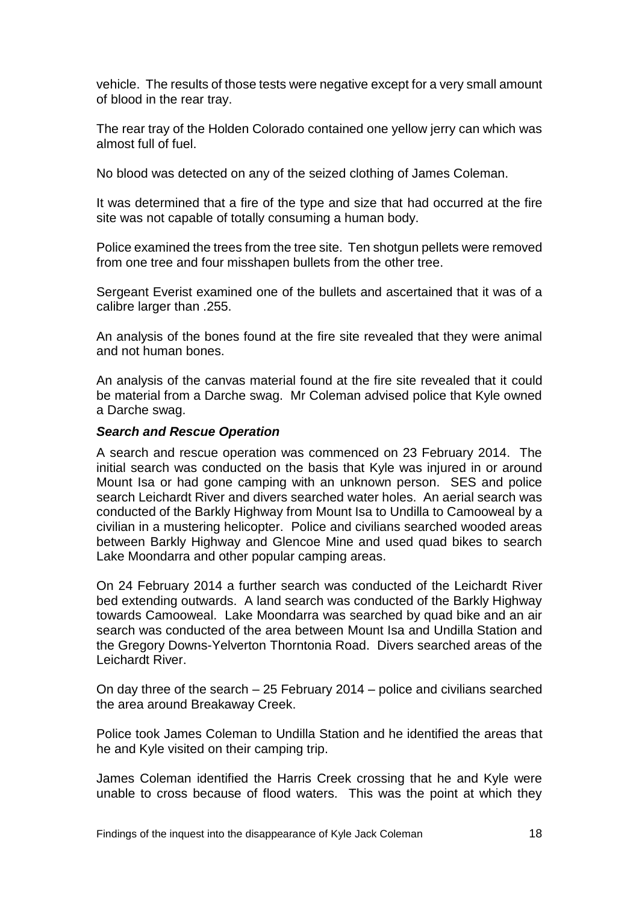vehicle. The results of those tests were negative except for a very small amount of blood in the rear tray.

The rear tray of the Holden Colorado contained one yellow jerry can which was almost full of fuel.

No blood was detected on any of the seized clothing of James Coleman.

It was determined that a fire of the type and size that had occurred at the fire site was not capable of totally consuming a human body.

Police examined the trees from the tree site. Ten shotgun pellets were removed from one tree and four misshapen bullets from the other tree.

Sergeant Everist examined one of the bullets and ascertained that it was of a calibre larger than .255.

An analysis of the bones found at the fire site revealed that they were animal and not human bones.

An analysis of the canvas material found at the fire site revealed that it could be material from a Darche swag. Mr Coleman advised police that Kyle owned a Darche swag.

***Search and Rescue Operation***

A search and rescue operation was commenced on 23 February 2014. The initial search was conducted on the basis that Kyle was injured in or around Mount Isa or had gone camping with an unknown person. SES and police search Leichardt River and divers searched water holes. An aerial search was conducted of the Barkly Highway from Mount Isa to Undilla to Camooweal by a civilian in a mustering helicopter. Police and civilians searched wooded areas between Barkly Highway and Glencoe Mine and used quad bikes to search Lake Moondarra and other popular camping areas.

On 24 February 2014 a further search was conducted of the Leichardt River bed extending outwards. A land search was conducted of the Barkly Highway towards Camooweal. Lake Moondarra was searched by quad bike and an air search was conducted of the area between Mount Isa and Undilla Station and the Gregory Downs-Yelverton Thorntonia Road. Divers searched areas of the Leichardt River.

On day three of the search – 25 February 2014 – police and civilians searched the area around Breakaway Creek.

Police took James Coleman to Undilla Station and he identified the areas that he and Kyle visited on their camping trip.

James Coleman identified the Harris Creek crossing that he and Kyle were unable to cross because of flood waters. This was the point at which they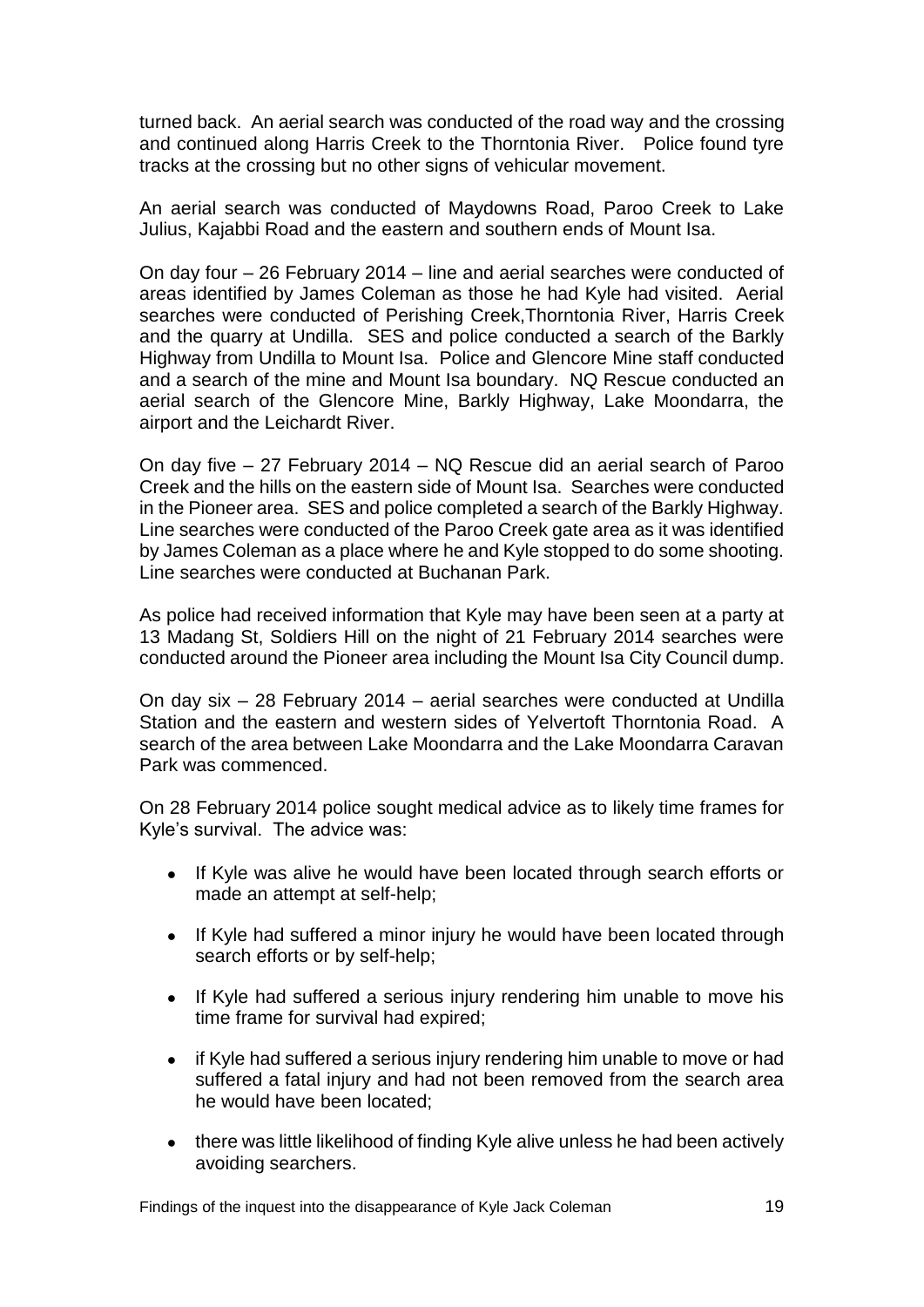turned back. An aerial search was conducted of the road way and the crossing and continued along Harris Creek to the Thorntonia River. Police found tyre tracks at the crossing but no other signs of vehicular movement.

An aerial search was conducted of Maydowns Road, Paroo Creek to Lake Julius, Kajabbi Road and the eastern and southern ends of Mount Isa.

On day four – 26 February 2014 – line and aerial searches were conducted of areas identified by James Coleman as those he had Kyle had visited. Aerial searches were conducted of Perishing Creek,Thorntonia River, Harris Creek and the quarry at Undilla. SES and police conducted a search of the Barkly Highway from Undilla to Mount Isa. Police and Glencore Mine staff conducted and a search of the mine and Mount Isa boundary. NQ Rescue conducted an aerial search of the Glencore Mine, Barkly Highway, Lake Moondarra, the airport and the Leichardt River.

On day five – 27 February 2014 – NQ Rescue did an aerial search of Paroo Creek and the hills on the eastern side of Mount Isa. Searches were conducted in the Pioneer area. SES and police completed a search of the Barkly Highway. Line searches were conducted of the Paroo Creek gate area as it was identified by James Coleman as a place where he and Kyle stopped to do some shooting. Line searches were conducted at Buchanan Park.

As police had received information that Kyle may have been seen at a party at 13 Madang St, Soldiers Hill on the night of 21 February 2014 searches were conducted around the Pioneer area including the Mount Isa City Council dump.

On day six – 28 February 2014 – aerial searches were conducted at Undilla Station and the eastern and western sides of Yelvertoft Thorntonia Road. A search of the area between Lake Moondarra and the Lake Moondarra Caravan Park was commenced.

On 28 February 2014 police sought medical advice as to likely time frames for Kyle's survival. The advice was:

- If Kyle was alive he would have been located through search efforts or made an attempt at self-help;
- If Kyle had suffered a minor injury he would have been located through search efforts or by self-help;
- If Kyle had suffered a serious injury rendering him unable to move his time frame for survival had expired;
- if Kyle had suffered a serious injury rendering him unable to move or had suffered a fatal injury and had not been removed from the search area he would have been located;
- there was little likelihood of finding Kyle alive unless he had been actively avoiding searchers.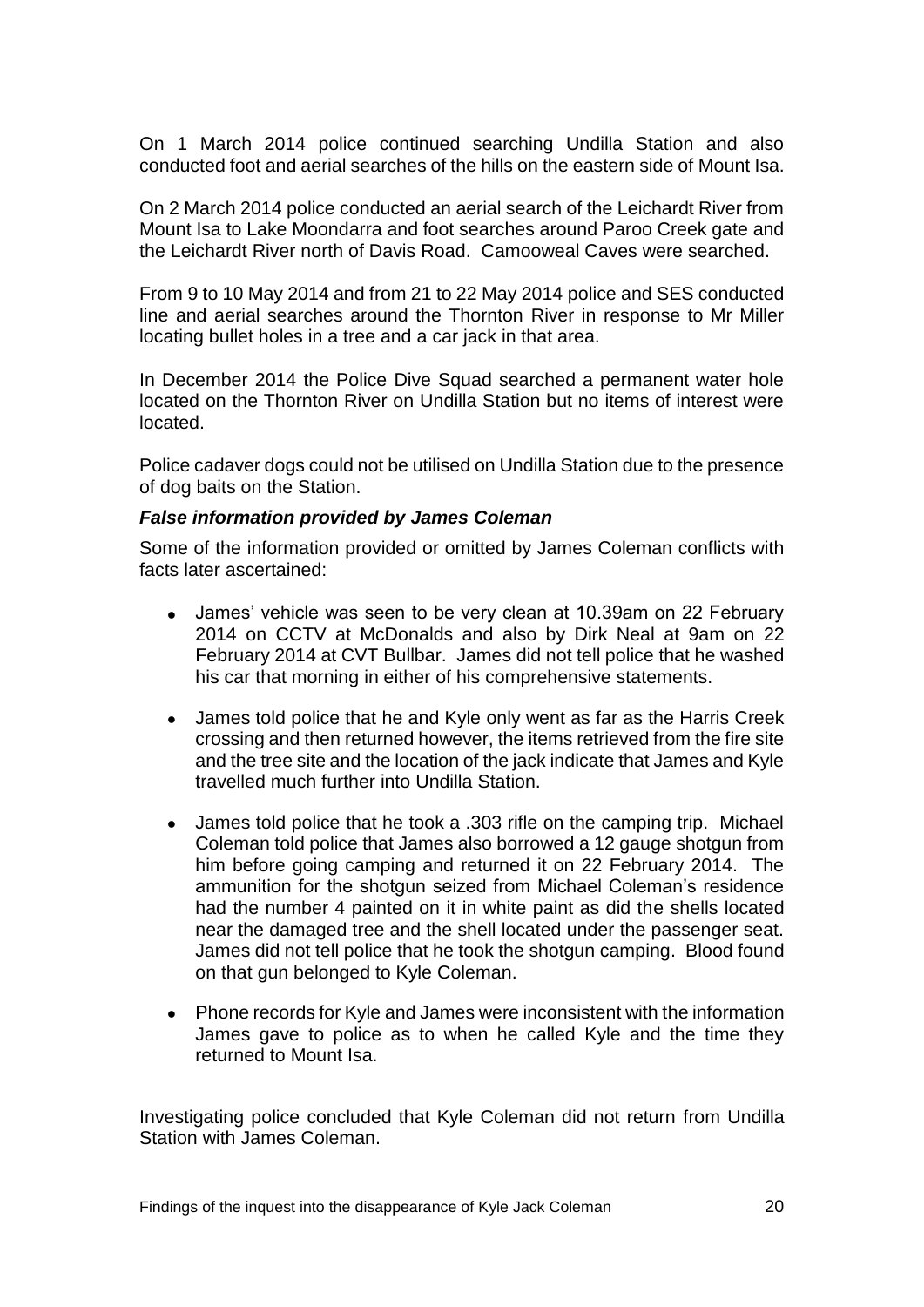On 1 March 2014 police continued searching Undilla Station and also conducted foot and aerial searches of the hills on the eastern side of Mount Isa.

On 2 March 2014 police conducted an aerial search of the Leichardt River from Mount Isa to Lake Moondarra and foot searches around Paroo Creek gate and the Leichardt River north of Davis Road. Camooweal Caves were searched.

From 9 to 10 May 2014 and from 21 to 22 May 2014 police and SES conducted line and aerial searches around the Thornton River in response to Mr Miller locating bullet holes in a tree and a car jack in that area.

In December 2014 the Police Dive Squad searched a permanent water hole located on the Thornton River on Undilla Station but no items of interest were located.

Police cadaver dogs could not be utilised on Undilla Station due to the presence of dog baits on the Station.

### *False information provided by James Coleman*

Some of the information provided or omitted by James Coleman conflicts with facts later ascertained:

- James' vehicle was seen to be very clean at 10.39am on 22 February 2014 on CCTV at McDonalds and also by Dirk Neal at 9am on 22 February 2014 at CVT Bullbar. James did not tell police that he washed his car that morning in either of his comprehensive statements.
- James told police that he and Kyle only went as far as the Harris Creek crossing and then returned however, the items retrieved from the fire site and the tree site and the location of the jack indicate that James and Kyle travelled much further into Undilla Station.
- James told police that he took a .303 rifle on the camping trip. Michael Coleman told police that James also borrowed a 12 gauge shotgun from him before going camping and returned it on 22 February 2014. The ammunition for the shotgun seized from Michael Coleman's residence had the number 4 painted on it in white paint as did the shells located near the damaged tree and the shell located under the passenger seat. James did not tell police that he took the shotgun camping. Blood found on that gun belonged to Kyle Coleman.
- Phone records for Kyle and James were inconsistent with the information James gave to police as to when he called Kyle and the time they returned to Mount Isa.

Investigating police concluded that Kyle Coleman did not return from Undilla Station with James Coleman.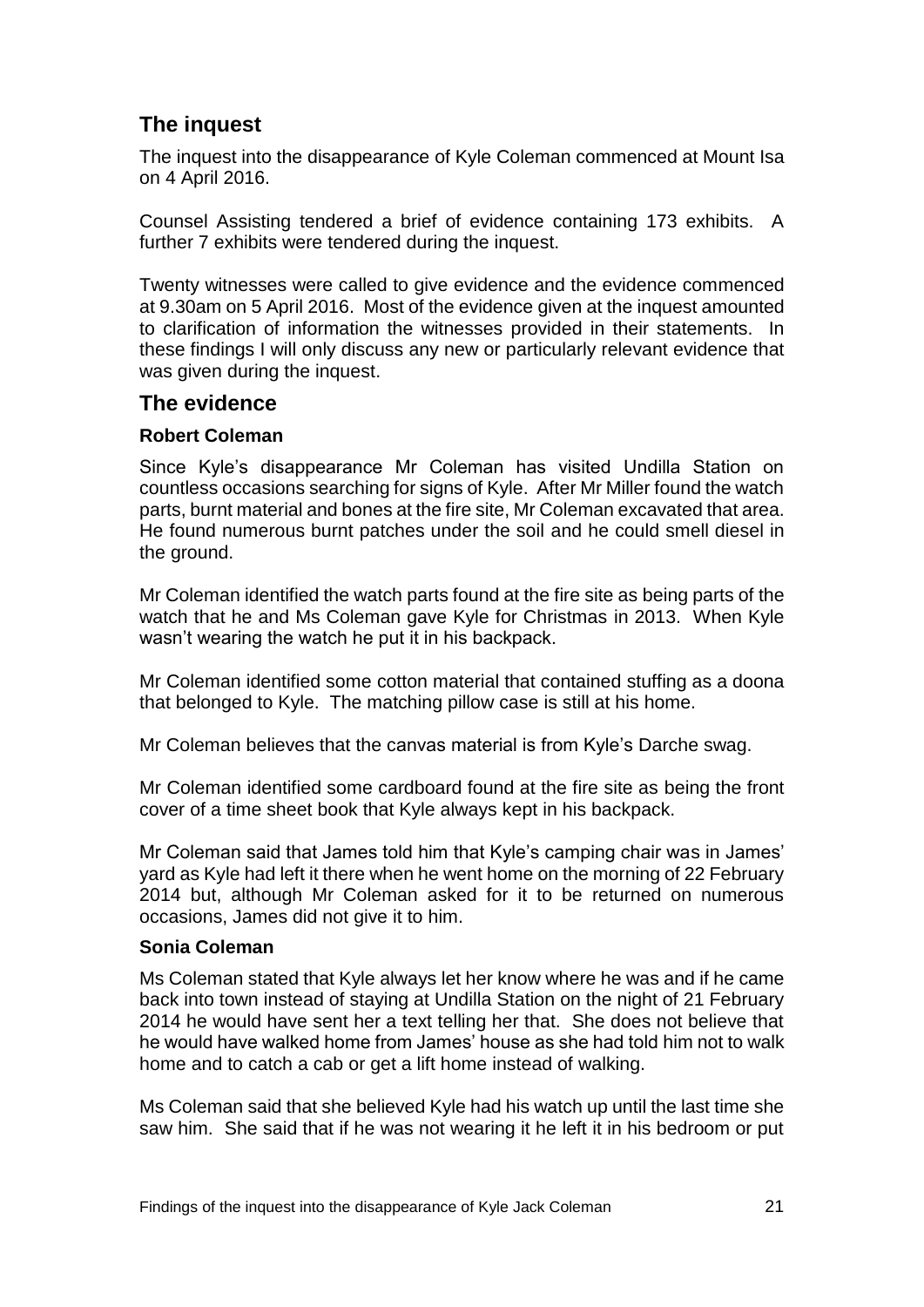## The inquest

The inquest into the disappearance of Kyle Coleman commenced at Mount Isa on 4 April 2016.

Counsel Assisting tendered a brief of evidence containing 173 exhibits. A further 7 exhibits were tendered during the inquest.

Twenty witnesses were called to give evidence and the evidence commenced at 9.30am on 5 April 2016. Most of the evidence given at the inquest amounted to clarification of information the witnesses provided in their statements. In these findings I will only discuss any new or particularly relevant evidence that was given during the inquest.

## The evidence

### Robert Coleman

Since Kyle's disappearance Mr Coleman has visited Undilla Station on countless occasions searching for signs of Kyle. After Mr Miller found the watch parts, burnt material and bones at the fire site, Mr Coleman excavated that area. He found numerous burnt patches under the soil and he could smell diesel in the ground.

Mr Coleman identified the watch parts found at the fire site as being parts of the watch that he and Ms Coleman gave Kyle for Christmas in 2013. When Kyle wasn't wearing the watch he put it in his backpack.

Mr Coleman identified some cotton material that contained stuffing as a doona that belonged to Kyle. The matching pillow case is still at his home.

Mr Coleman believes that the canvas material is from Kyle's Darche swag.

Mr Coleman identified some cardboard found at the fire site as being the front cover of a time sheet book that Kyle always kept in his backpack.

Mr Coleman said that James told him that Kyle's camping chair was in James' yard as Kyle had left it there when he went home on the morning of 22 February 2014 but, although Mr Coleman asked for it to be returned on numerous occasions, James did not give it to him.

### Sonia Coleman

Ms Coleman stated that Kyle always let her know where he was and if he came back into town instead of staying at Undilla Station on the night of 21 February 2014 he would have sent her a text telling her that. She does not believe that he would have walked home from James' house as she had told him not to walk home and to catch a cab or get a lift home instead of walking.

Ms Coleman said that she believed Kyle had his watch up until the last time she saw him. She said that if he was not wearing it he left it in his bedroom or put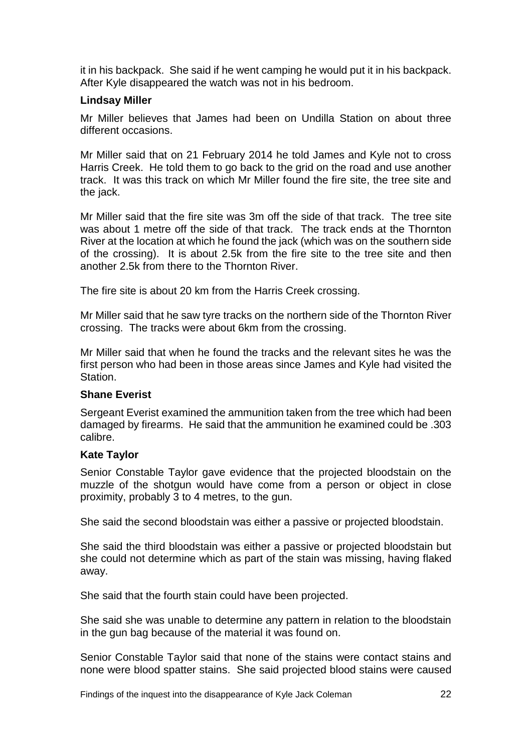it in his backpack. She said if he went camping he would put it in his backpack. After Kyle disappeared the watch was not in his bedroom.

**Lindsay Miller**

Mr Miller believes that James had been on Undilla Station on about three different occasions.

Mr Miller said that on 21 February 2014 he told James and Kyle not to cross Harris Creek. He told them to go back to the grid on the road and use another track. It was this track on which Mr Miller found the fire site, the tree site and the jack.

Mr Miller said that the fire site was 3m off the side of that track. The tree site was about 1 metre off the side of that track. The track ends at the Thornton River at the location at which he found the jack (which was on the southern side of the crossing). It is about 2.5k from the fire site to the tree site and then another 2.5k from there to the Thornton River.

The fire site is about 20 km from the Harris Creek crossing.

Mr Miller said that he saw tyre tracks on the northern side of the Thornton River crossing. The tracks were about 6km from the crossing.

Mr Miller said that when he found the tracks and the relevant sites he was the first person who had been in those areas since James and Kyle had visited the Station.

**Shane Everist**

Sergeant Everist examined the ammunition taken from the tree which had been damaged by firearms. He said that the ammunition he examined could be .303 calibre.

**Kate Taylor**

Senior Constable Taylor gave evidence that the projected bloodstain on the muzzle of the shotgun would have come from a person or object in close proximity, probably 3 to 4 metres, to the gun.

She said the second bloodstain was either a passive or projected bloodstain.

She said the third bloodstain was either a passive or projected bloodstain but she could not determine which as part of the stain was missing, having flaked away.

She said that the fourth stain could have been projected.

She said she was unable to determine any pattern in relation to the bloodstain in the gun bag because of the material it was found on.

Senior Constable Taylor said that none of the stains were contact stains and none were blood spatter stains. She said projected blood stains were caused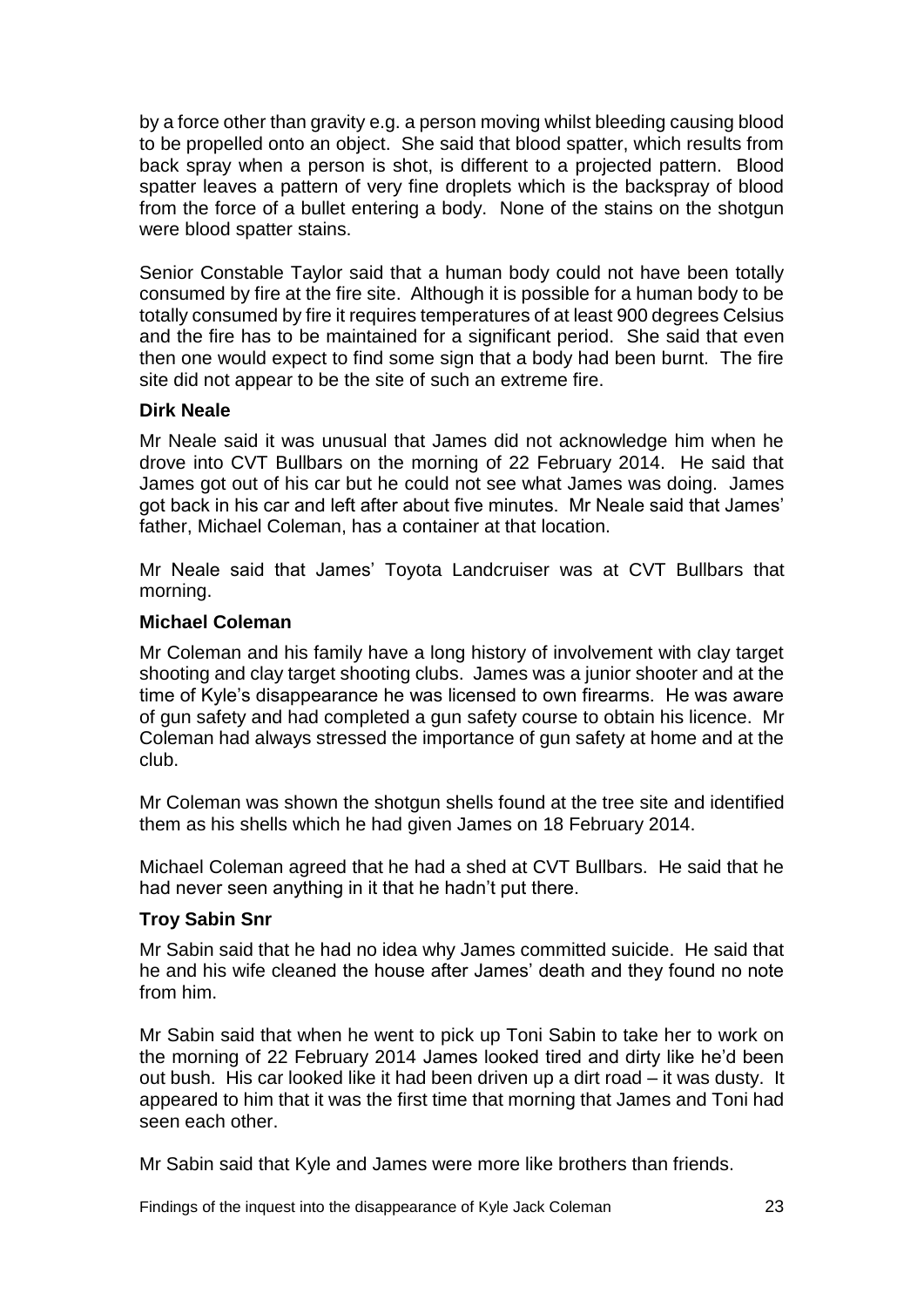by a force other than gravity e.g. a person moving whilst bleeding causing blood to be propelled onto an object. She said that blood spatter, which results from back spray when a person is shot, is different to a projected pattern. Blood spatter leaves a pattern of very fine droplets which is the backspray of blood from the force of a bullet entering a body. None of the stains on the shotgun were blood spatter stains.

Senior Constable Taylor said that a human body could not have been totally consumed by fire at the fire site. Although it is possible for a human body to be totally consumed by fire it requires temperatures of at least 900 degrees Celsius and the fire has to be maintained for a significant period. She said that even then one would expect to find some sign that a body had been burnt. The fire site did not appear to be the site of such an extreme fire.

**Dirk Neale**

Mr Neale said it was unusual that James did not acknowledge him when he drove into CVT Bullbars on the morning of 22 February 2014. He said that James got out of his car but he could not see what James was doing. James got back in his car and left after about five minutes. Mr Neale said that James' father, Michael Coleman, has a container at that location.

Mr Neale said that James' Toyota Landcruiser was at CVT Bullbars that morning.

**Michael Coleman**

Mr Coleman and his family have a long history of involvement with clay target shooting and clay target shooting clubs. James was a junior shooter and at the time of Kyle's disappearance he was licensed to own firearms. He was aware of gun safety and had completed a gun safety course to obtain his licence. Mr Coleman had always stressed the importance of gun safety at home and at the club.

Mr Coleman was shown the shotgun shells found at the tree site and identified them as his shells which he had given James on 18 February 2014.

Michael Coleman agreed that he had a shed at CVT Bullbars. He said that he had never seen anything in it that he hadn't put there.

**Troy Sabin Snr**

Mr Sabin said that he had no idea why James committed suicide. He said that he and his wife cleaned the house after James' death and they found no note from him.

Mr Sabin said that when he went to pick up Toni Sabin to take her to work on the morning of 22 February 2014 James looked tired and dirty like he'd been out bush. His car looked like it had been driven up a dirt road – it was dusty. It appeared to him that it was the first time that morning that James and Toni had seen each other.

Mr Sabin said that Kyle and James were more like brothers than friends.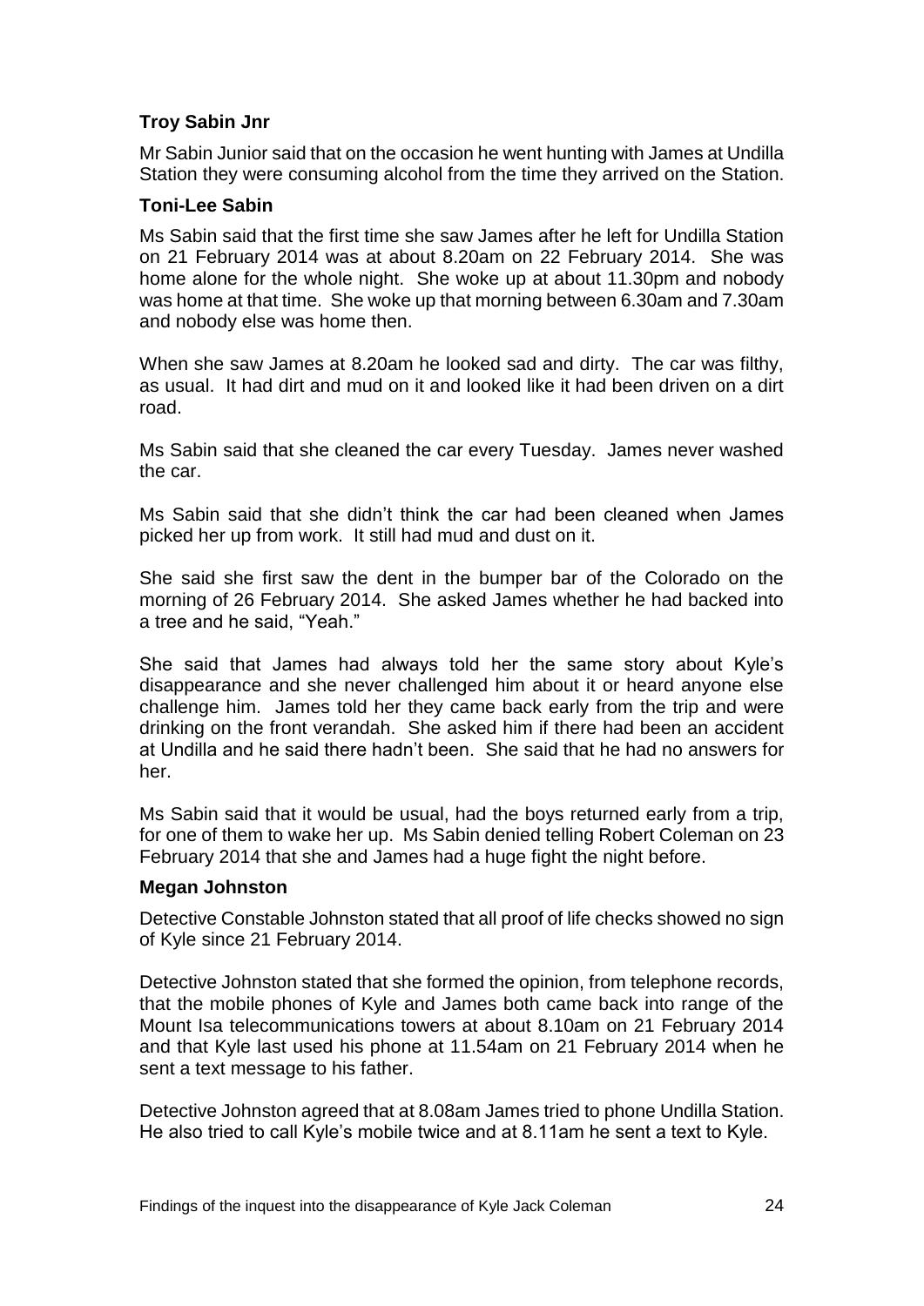### Troy Sabin Jnr

Mr Sabin Junior said that on the occasion he went hunting with James at Undilla Station they were consuming alcohol from the time they arrived on the Station.

### Toni-Lee Sabin

Ms Sabin said that the first time she saw James after he left for Undilla Station on 21 February 2014 was at about 8.20am on 22 February 2014. She was home alone for the whole night. She woke up at about 11.30pm and nobody was home at that time. She woke up that morning between 6.30am and 7.30am and nobody else was home then.

When she saw James at 8.20am he looked sad and dirty. The car was filthy, as usual. It had dirt and mud on it and looked like it had been driven on a dirt road.

Ms Sabin said that she cleaned the car every Tuesday. James never washed the car.

Ms Sabin said that she didn't think the car had been cleaned when James picked her up from work. It still had mud and dust on it.

She said she first saw the dent in the bumper bar of the Colorado on the morning of 26 February 2014. She asked James whether he had backed into a tree and he said, "Yeah."

She said that James had always told her the same story about Kyle's disappearance and she never challenged him about it or heard anyone else challenge him. James told her they came back early from the trip and were drinking on the front verandah. She asked him if there had been an accident at Undilla and he said there hadn't been. She said that he had no answers for her.

Ms Sabin said that it would be usual, had the boys returned early from a trip, for one of them to wake her up. Ms Sabin denied telling Robert Coleman on 23 February 2014 that she and James had a huge fight the night before.

### Megan Johnston

Detective Constable Johnston stated that all proof of life checks showed no sign of Kyle since 21 February 2014.

Detective Johnston stated that she formed the opinion, from telephone records, that the mobile phones of Kyle and James both came back into range of the Mount Isa telecommunications towers at about 8.10am on 21 February 2014 and that Kyle last used his phone at 11.54am on 21 February 2014 when he sent a text message to his father.

Detective Johnston agreed that at 8.08am James tried to phone Undilla Station. He also tried to call Kyle's mobile twice and at 8.11am he sent a text to Kyle.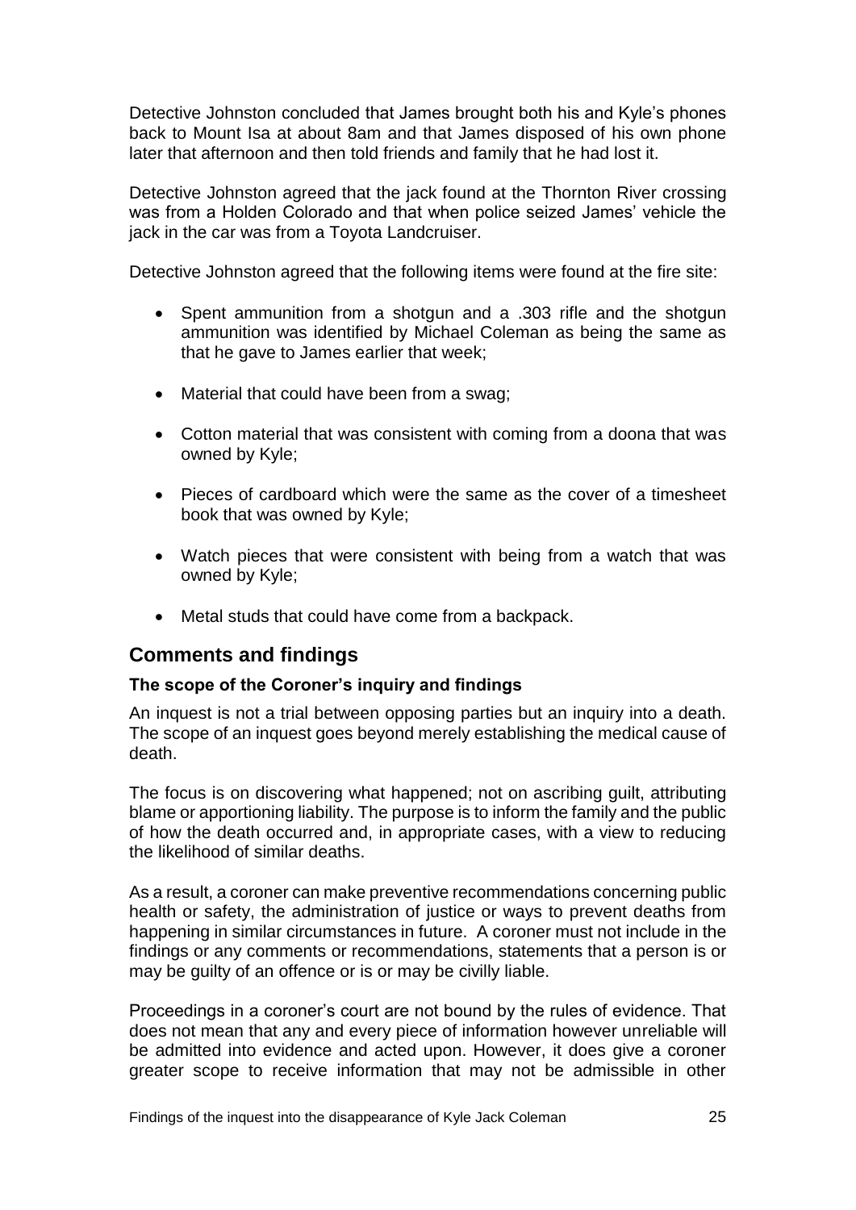Detective Johnston concluded that James brought both his and Kyle's phones back to Mount Isa at about 8am and that James disposed of his own phone later that afternoon and then told friends and family that he had lost it.

Detective Johnston agreed that the jack found at the Thornton River crossing was from a Holden Colorado and that when police seized James' vehicle the jack in the car was from a Toyota Landcruiser.

Detective Johnston agreed that the following items were found at the fire site:

- Spent ammunition from a shotgun and a .303 rifle and the shotgun ammunition was identified by Michael Coleman as being the same as that he gave to James earlier that week;
- Material that could have been from a swag;
- Cotton material that was consistent with coming from a doona that was owned by Kyle;
- Pieces of cardboard which were the same as the cover of a timesheet book that was owned by Kyle;
- Watch pieces that were consistent with being from a watch that was owned by Kyle;
- Metal studs that could have come from a backpack.

## Comments and findings

### The scope of the Coroner's inquiry and findings

An inquest is not a trial between opposing parties but an inquiry into a death. The scope of an inquest goes beyond merely establishing the medical cause of death.

The focus is on discovering what happened; not on ascribing guilt, attributing blame or apportioning liability. The purpose is to inform the family and the public of how the death occurred and, in appropriate cases, with a view to reducing the likelihood of similar deaths.

As a result, a coroner can make preventive recommendations concerning public health or safety, the administration of justice or ways to prevent deaths from happening in similar circumstances in future. A coroner must not include in the findings or any comments or recommendations, statements that a person is or may be guilty of an offence or is or may be civilly liable.

Proceedings in a coroner's court are not bound by the rules of evidence. That does not mean that any and every piece of information however unreliable will be admitted into evidence and acted upon. However, it does give a coroner greater scope to receive information that may not be admissible in other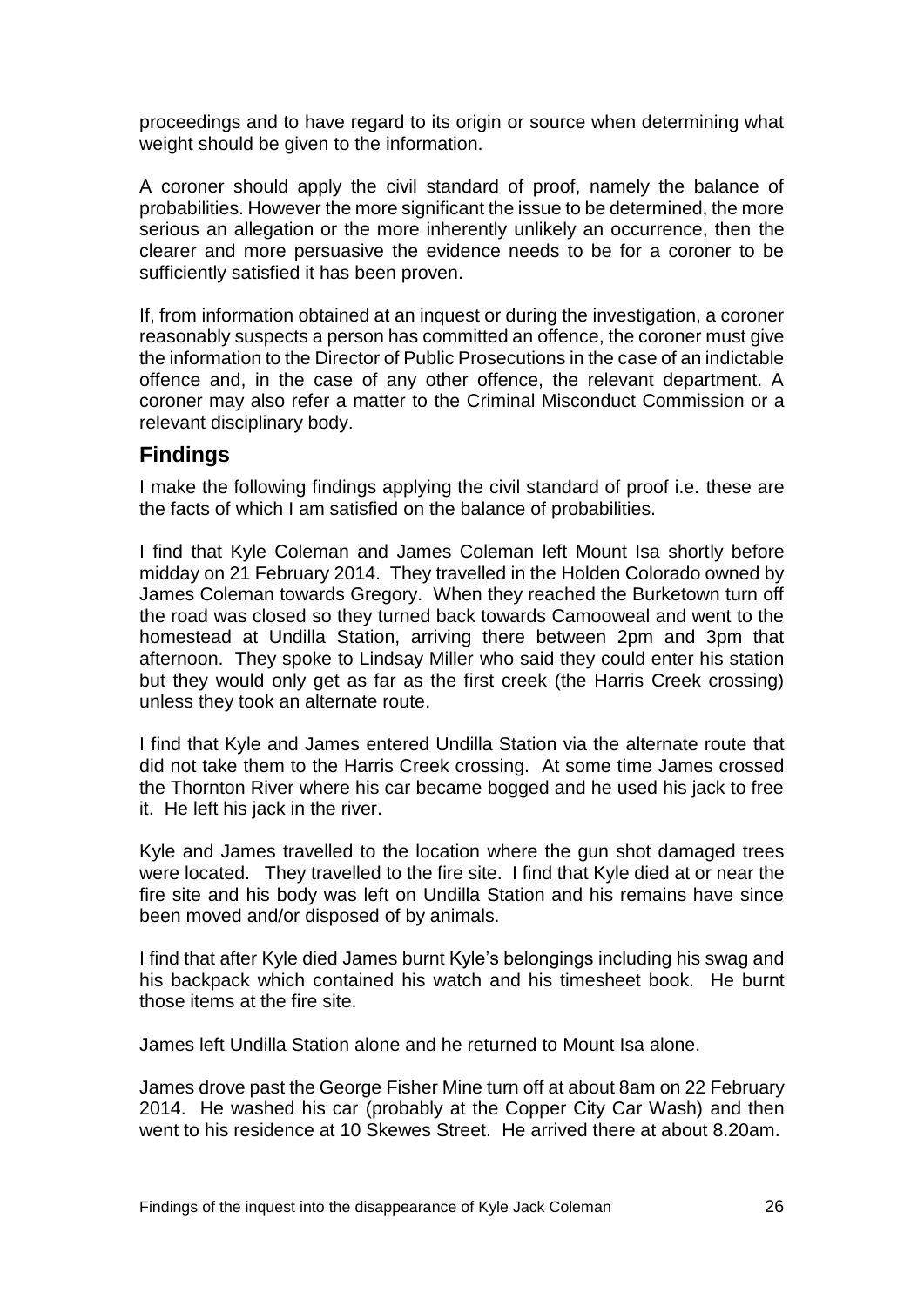proceedings and to have regard to its origin or source when determining what weight should be given to the information.

A coroner should apply the civil standard of proof, namely the balance of probabilities. However the more significant the issue to be determined, the more serious an allegation or the more inherently unlikely an occurrence, then the clearer and more persuasive the evidence needs to be for a coroner to be sufficiently satisfied it has been proven.

If, from information obtained at an inquest or during the investigation, a coroner reasonably suspects a person has committed an offence, the coroner must give the information to the Director of Public Prosecutions in the case of an indictable offence and, in the case of any other offence, the relevant department. A coroner may also refer a matter to the Criminal Misconduct Commission or a relevant disciplinary body.

## Findings

I make the following findings applying the civil standard of proof i.e. these are the facts of which I am satisfied on the balance of probabilities.

I find that Kyle Coleman and James Coleman left Mount Isa shortly before midday on 21 February 2014. They travelled in the Holden Colorado owned by James Coleman towards Gregory. When they reached the Burketown turn off the road was closed so they turned back towards Camooweal and went to the homestead at Undilla Station, arriving there between 2pm and 3pm that afternoon. They spoke to Lindsay Miller who said they could enter his station but they would only get as far as the first creek (the Harris Creek crossing) unless they took an alternate route.

I find that Kyle and James entered Undilla Station via the alternate route that did not take them to the Harris Creek crossing. At some time James crossed the Thornton River where his car became bogged and he used his jack to free it. He left his jack in the river.

Kyle and James travelled to the location where the gun shot damaged trees were located. They travelled to the fire site. I find that Kyle died at or near the fire site and his body was left on Undilla Station and his remains have since been moved and/or disposed of by animals.

I find that after Kyle died James burnt Kyle's belongings including his swag and his backpack which contained his watch and his timesheet book. He burnt those items at the fire site.

James left Undilla Station alone and he returned to Mount Isa alone.

James drove past the George Fisher Mine turn off at about 8am on 22 February 2014. He washed his car (probably at the Copper City Car Wash) and then went to his residence at 10 Skewes Street. He arrived there at about 8.20am.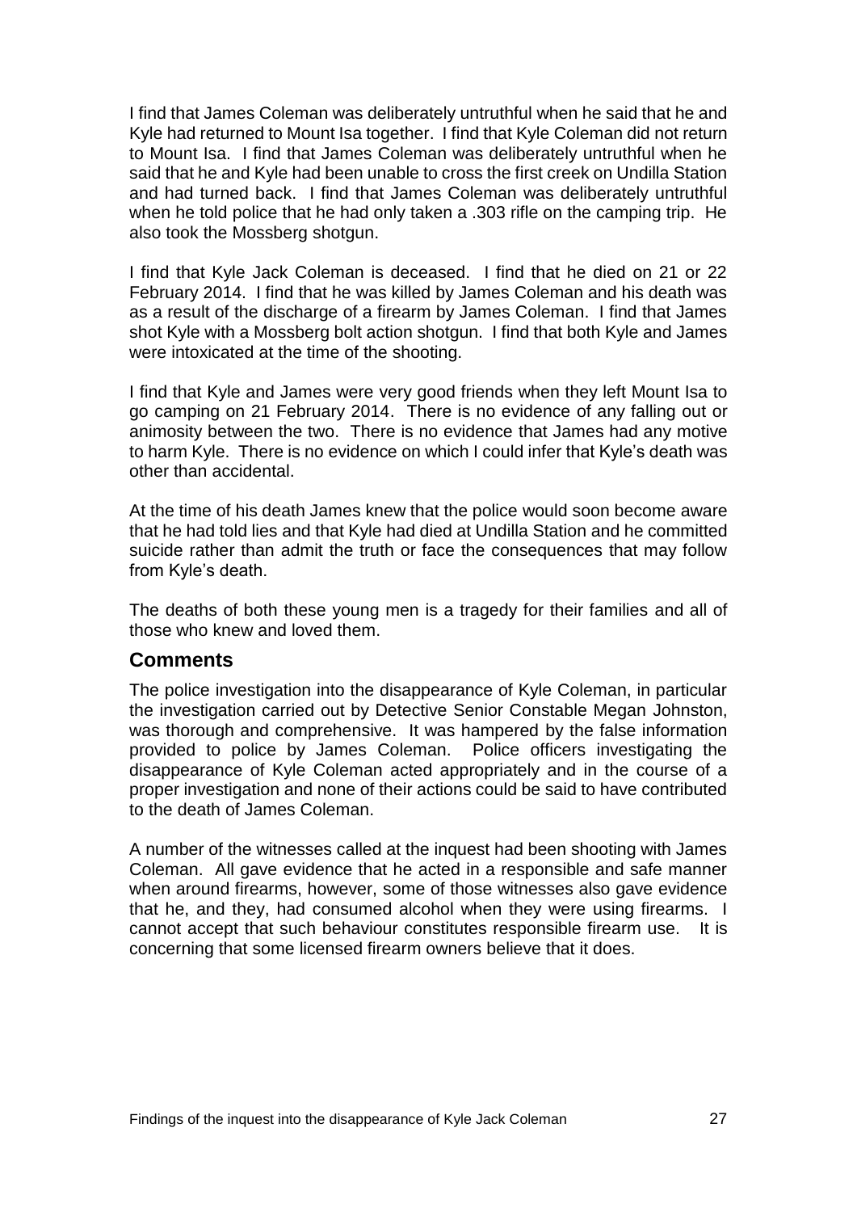I find that James Coleman was deliberately untruthful when he said that he and Kyle had returned to Mount Isa together. I find that Kyle Coleman did not return to Mount Isa. I find that James Coleman was deliberately untruthful when he said that he and Kyle had been unable to cross the first creek on Undilla Station and had turned back. I find that James Coleman was deliberately untruthful when he told police that he had only taken a .303 rifle on the camping trip. He also took the Mossberg shotgun.

I find that Kyle Jack Coleman is deceased. I find that he died on 21 or 22 February 2014. I find that he was killed by James Coleman and his death was as a result of the discharge of a firearm by James Coleman. I find that James shot Kyle with a Mossberg bolt action shotgun. I find that both Kyle and James were intoxicated at the time of the shooting.

I find that Kyle and James were very good friends when they left Mount Isa to go camping on 21 February 2014. There is no evidence of any falling out or animosity between the two. There is no evidence that James had any motive to harm Kyle. There is no evidence on which I could infer that Kyle's death was other than accidental.

At the time of his death James knew that the police would soon become aware that he had told lies and that Kyle had died at Undilla Station and he committed suicide rather than admit the truth or face the consequences that may follow from Kyle's death.

The deaths of both these young men is a tragedy for their families and all of those who knew and loved them.

## Comments

The police investigation into the disappearance of Kyle Coleman, in particular the investigation carried out by Detective Senior Constable Megan Johnston, was thorough and comprehensive. It was hampered by the false information provided to police by James Coleman. Police officers investigating the disappearance of Kyle Coleman acted appropriately and in the course of a proper investigation and none of their actions could be said to have contributed to the death of James Coleman.

A number of the witnesses called at the inquest had been shooting with James Coleman. All gave evidence that he acted in a responsible and safe manner when around firearms, however, some of those witnesses also gave evidence that he, and they, had consumed alcohol when they were using firearms. I cannot accept that such behaviour constitutes responsible firearm use. It is concerning that some licensed firearm owners believe that it does.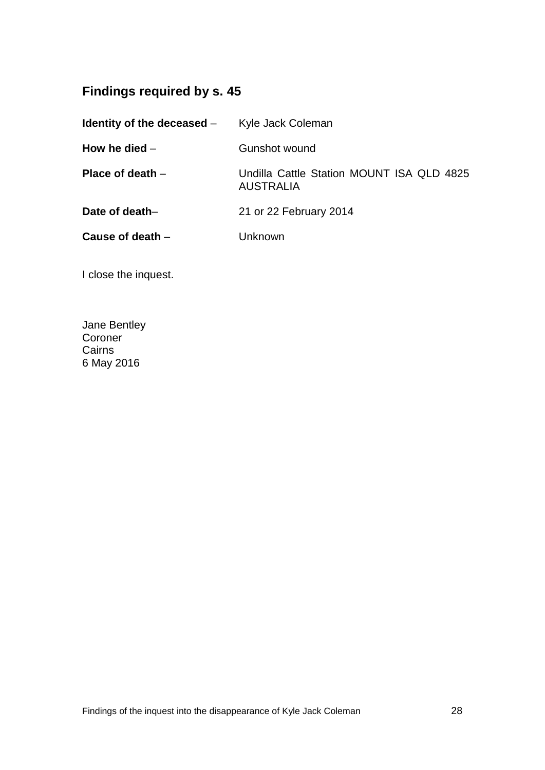## Findings required by s. 45

| | |
|---|---|
| **Identity of the deceased** – | Kyle Jack Coleman |
| **How he died** – | Gunshot wound |
| **Place of death** – | Undilla Cattle Station MOUNT ISA QLD 4825 AUSTRALIA |
| **Date of death**– | 21 or 22 February 2014 |
| **Cause of death** – | Unknown |

I close the inquest.

Jane Bentley
Coroner
Cairns
6 May 2016